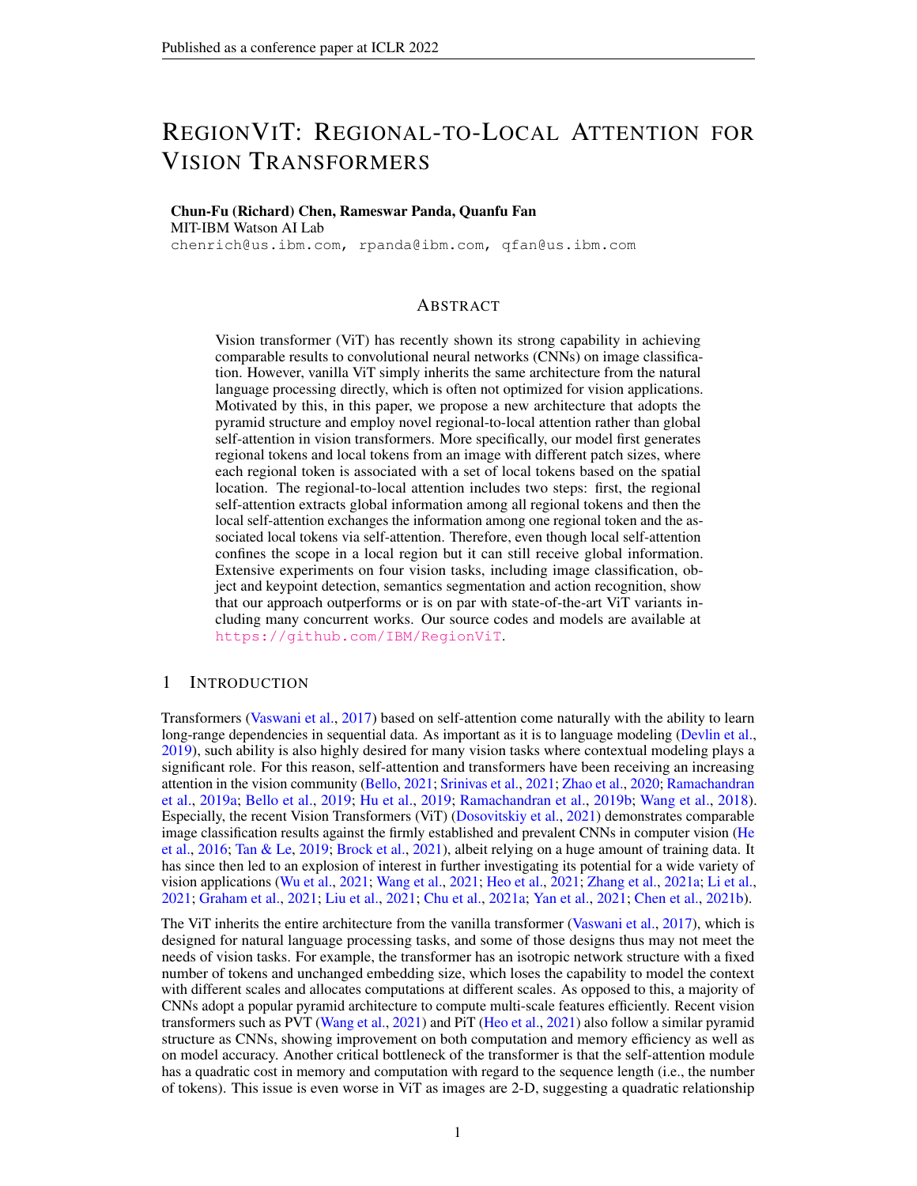# REGIONVIT: REGIONAL-TO-LOCAL ATTENTION FOR VISION TRANSFORMERS

**Chun-Fu (Richard) Chen, Rameswar Panda, Quanfu Fan**
MIT-IBM Watson AI Lab
chenrich@us.ibm.com, rpanda@ibm.com, qfan@us.ibm.com

## ABSTRACT

Vision transformer (ViT) has recently shown its strong capability in achieving comparable results to convolutional neural networks (CNNs) on image classification. However, vanilla ViT simply inherits the same architecture from the natural language processing directly, which is often not optimized for vision applications. Motivated by this, in this paper, we propose a new architecture that adopts the pyramid structure and employ novel regional-to-local attention rather than global self-attention in vision transformers. More specifically, our model first generates regional tokens and local tokens from an image with different patch sizes, where each regional token is associated with a set of local tokens based on the spatial location. The regional-to-local attention includes two steps: first, the regional self-attention extracts global information among all regional tokens and then the local self-attention exchanges the information among one regional token and the associated local tokens via self-attention. Therefore, even though local self-attention confines the scope in a local region but it can still receive global information. Extensive experiments on four vision tasks, including image classification, object and keypoint detection, semantics segmentation and action recognition, show that our approach outperforms or is on par with state-of-the-art ViT variants including many concurrent works. Our source codes and models are available at https://github.com/IBM/RegionViT.

## 1 INTRODUCTION

Transformers (Vaswani et al., 2017) based on self-attention come naturally with the ability to learn long-range dependencies in sequential data. As important as it is to language modeling (Devlin et al., 2019), such ability is also highly desired for many vision tasks where contextual modeling plays a significant role. For this reason, self-attention and transformers have been receiving an increasing attention in the vision community (Bello, 2021; Srinivas et al., 2021; Zhao et al., 2020; Ramachandran et al., 2019a; Bello et al., 2019; Hu et al., 2019; Ramachandran et al., 2019b; Wang et al., 2018). Especially, the recent Vision Transformers (ViT) (Dosovitskiy et al., 2021) demonstrates comparable image classification results against the firmly established and prevalent CNNs in computer vision (He et al., 2016; Tan & Le, 2019; Brock et al., 2021), albeit relying on a huge amount of training data. It has since then led to an explosion of interest in further investigating its potential for a wide variety of vision applications (Wu et al., 2021; Wang et al., 2021; Heo et al., 2021; Zhang et al., 2021a; Li et al., 2021; Graham et al., 2021; Liu et al., 2021; Chu et al., 2021a; Yan et al., 2021; Chen et al., 2021b).

The ViT inherits the entire architecture from the vanilla transformer (Vaswani et al., 2017), which is designed for natural language processing tasks, and some of those designs thus may not meet the needs of vision tasks. For example, the transformer has an isotropic network structure with a fixed number of tokens and unchanged embedding size, which loses the capability to model the context with different scales and allocates computations at different scales. As opposed to this, a majority of CNNs adopt a popular pyramid architecture to compute multi-scale features efficiently. Recent vision transformers such as PVT (Wang et al., 2021) and PiT (Heo et al., 2021) also follow a similar pyramid structure as CNNs, showing improvement on both computation and memory efficiency as well as on model accuracy. Another critical bottleneck of the transformer is that the self-attention module has a quadratic cost in memory and computation with regard to the sequence length (i.e., the number of tokens). This issue is even worse in ViT as images are 2-D, suggesting a quadratic relationship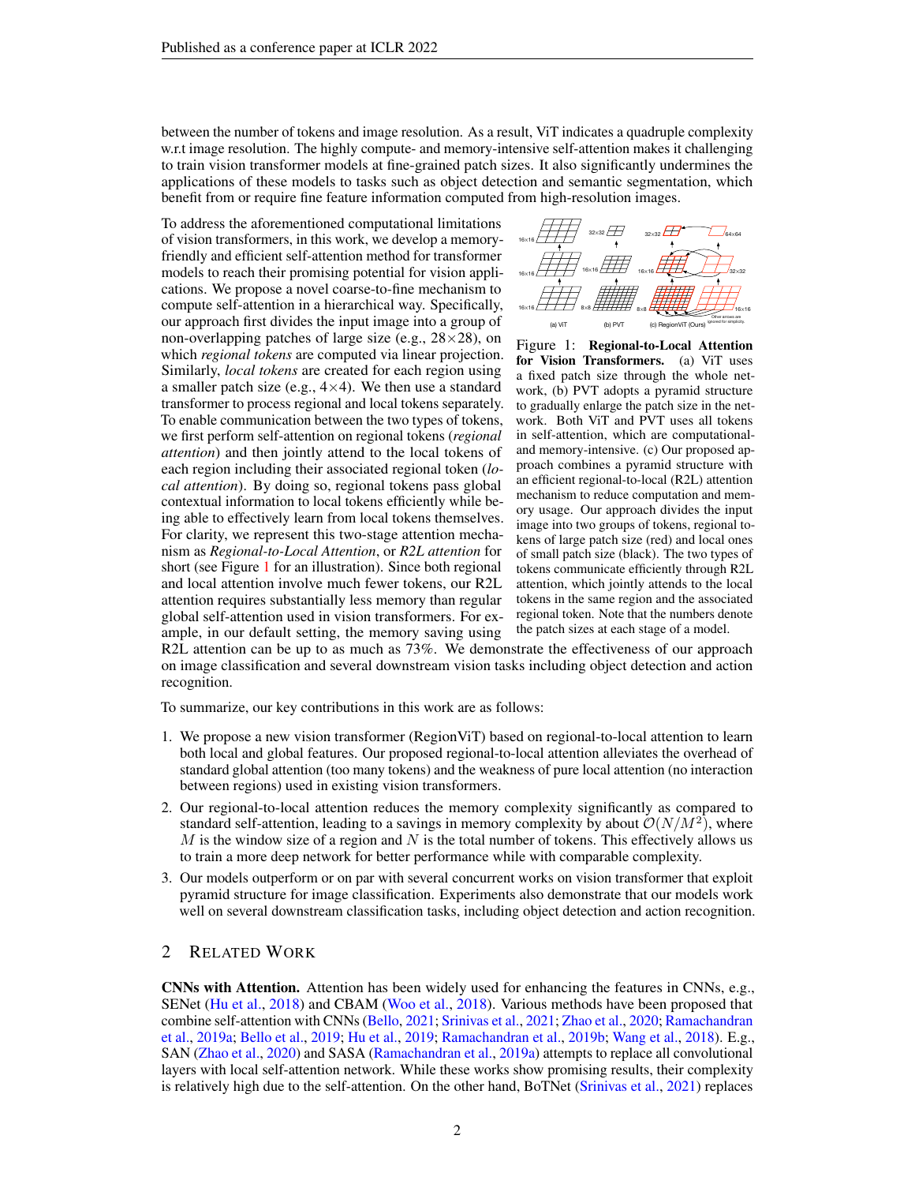between the number of tokens and image resolution. As a result, ViT indicates a quadruple complexity w.r.t image resolution. The highly compute- and memory-intensive self-attention makes it challenging to train vision transformer models at fine-grained patch sizes. It also significantly undermines the applications of these models to tasks such as object detection and semantic segmentation, which benefit from or require fine feature information computed from high-resolution images.

To address the aforementioned computational limitations of vision transformers, in this work, we develop a memory-friendly and efficient self-attention method for transformer models to reach their promising potential for vision applications. We propose a novel coarse-to-fine mechanism to compute self-attention in a hierarchical way. Specifically, our approach first divides the input image into a group of non-overlapping patches of large size (e.g., 28×28), on which *regional tokens* are computed via linear projection. Similarly, *local tokens* are created for each region using a smaller patch size (e.g., 4×4). We then use a standard transformer to process regional and local tokens separately. To enable communication between the two types of tokens, we first perform self-attention on regional tokens (*regional attention*) and then jointly attend to the local tokens of each region including their associated regional token (*local attention*). By doing so, regional tokens pass global contextual information to local tokens efficiently while being able to effectively learn from local tokens themselves. For clarity, we represent this two-stage attention mechanism as *Regional-to-Local Attention*, or *R2L attention* for short (see Figure 1 for an illustration). Since both regional and local attention involve much fewer tokens, our R2L attention requires substantially less memory than regular global self-attention used in vision transformers. For example, in our default setting, the memory saving using R2L attention can be up to as much as 73%. We demonstrate the effectiveness of our approach on image classification and several downstream vision tasks including object detection and action recognition.

Figure 1: **Regional-to-Local Attention for Vision Transformers.** (a) ViT uses a fixed patch size through the whole network, (b) PVT adopts a pyramid structure to gradually enlarge the patch size in the network. Both ViT and PVT uses all tokens in self-attention, which are computational- and memory-intensive. (c) Our proposed approach combines a pyramid structure with an efficient regional-to-local (R2L) attention mechanism to reduce computation and memory usage. Our approach divides the input image into two groups of tokens, regional tokens of large patch size (red) and local ones of small patch size (black). The two types of tokens communicate efficiently through R2L attention, which jointly attends to the local tokens in the same region and the associated regional token. Note that the numbers denote the patch sizes at each stage of a model.

To summarize, our key contributions in this work are as follows:

1. We propose a new vision transformer (RegionViT) based on regional-to-local attention to learn both local and global features. Our proposed regional-to-local attention alleviates the overhead of standard global attention (too many tokens) and the weakness of pure local attention (no interaction between regions) used in existing vision transformers.
2. Our regional-to-local attention reduces the memory complexity significantly as compared to standard self-attention, leading to a savings in memory complexity by about $\mathcal{O}(N/M^2)$, where $M$ is the window size of a region and $N$ is the total number of tokens. This effectively allows us to train a more deep network for better performance while with comparable complexity.
3. Our models outperform or on par with several concurrent works on vision transformer that exploit pyramid structure for image classification. Experiments also demonstrate that our models work well on several downstream classification tasks, including object detection and action recognition.

## 2 Related Work

**CNNs with Attention.** Attention has been widely used for enhancing the features in CNNs, e.g., SENet (Hu et al., 2018) and CBAM (Woo et al., 2018). Various methods have been proposed that combine self-attention with CNNs (Bello, 2021; Srinivas et al., 2021; Zhao et al., 2020; Ramachandran et al., 2019a; Bello et al., 2019; Hu et al., 2019; Ramachandran et al., 2019b; Wang et al., 2018). E.g., SAN (Zhao et al., 2020) and SASA (Ramachandran et al., 2019a) attempts to replace all convolutional layers with local self-attention network. While these works show promising results, their complexity is relatively high due to the self-attention. On the other hand, BoTNet (Srinivas et al., 2021) replaces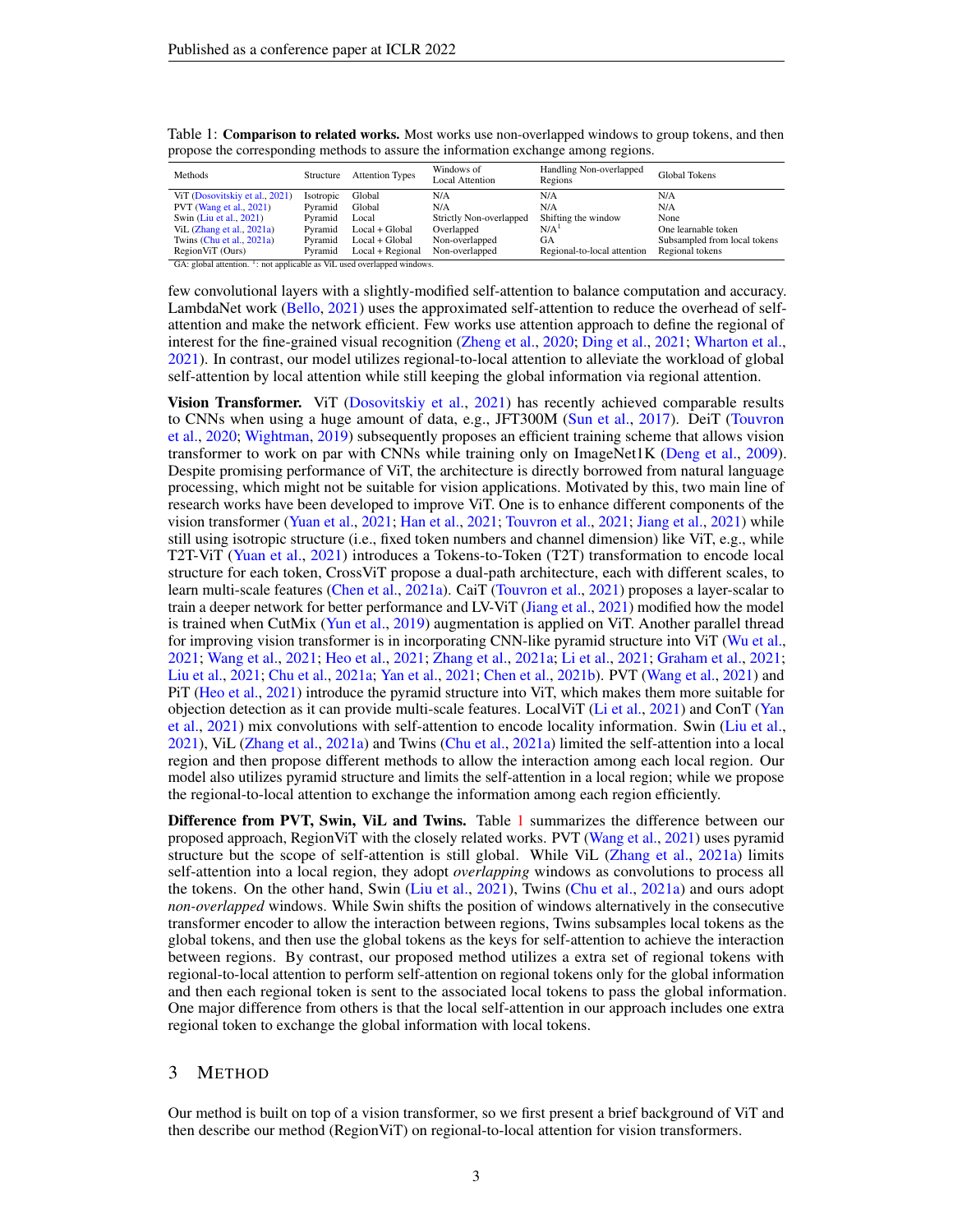Table 1: **Comparison to related works.** Most works use non-overlapped windows to group tokens, and then propose the corresponding methods to assure the information exchange among regions.

| Methods | Structure | Attention Types | Windows of Local Attention | Handling Non-overlapped Regions | Global Tokens |
|---|---|---|---|---|---|
| ViT (Dosovitskiy et al., 2021) | Isotropic | Global | N/A | N/A | N/A |
| PVT (Wang et al., 2021) | Pyramid | Global | N/A | N/A | N/A |
| Swin (Liu et al., 2021) | Pyramid | Local | Strictly Non-overlapped | Shifting the window | None |
| ViL (Zhang et al., 2021a) | Pyramid | Local + Global | Overlapped | N/A[1] | One learnable token |
| Twins (Chu et al., 2021a) | Pyramid | Local + Global | Non-overlapped | GA | Subsampled from local tokens |
| RegionViT (Ours) | Pyramid | Local + Regional | Non-overlapped | Regional-to-local attention | Regional tokens |

GA: global attention. [1]: not applicable as ViL used overlapped windows.

few convolutional layers with a slightly-modified self-attention to balance computation and accuracy. LambdaNet work (Bello, 2021) uses the approximated self-attention to reduce the overhead of self-attention and make the network efficient. Few works use attention approach to define the regional of interest for the fine-grained visual recognition (Zheng et al., 2020; Ding et al., 2021; Wharton et al., 2021). In contrast, our model utilizes regional-to-local attention to alleviate the workload of global self-attention by local attention while still keeping the global information via regional attention.

**Vision Transformer.** ViT (Dosovitskiy et al., 2021) has recently achieved comparable results to CNNs when using a huge amount of data, e.g., JFT300M (Sun et al., 2017). DeiT (Touvron et al., 2020; Wightman, 2019) subsequently proposes an efficient training scheme that allows vision transformer to work on par with CNNs while training only on ImageNet1K (Deng et al., 2009). Despite promising performance of ViT, the architecture is directly borrowed from natural language processing, which might not be suitable for vision applications. Motivated by this, two main line of research works have been developed to improve ViT. One is to enhance different components of the vision transformer (Yuan et al., 2021; Han et al., 2021; Touvron et al., 2021; Jiang et al., 2021) while still using isotropic structure (i.e., fixed token numbers and channel dimension) like ViT, e.g., while T2T-ViT (Yuan et al., 2021) introduces a Tokens-to-Token (T2T) transformation to encode local structure for each token, CrossViT propose a dual-path architecture, each with different scales, to learn multi-scale features (Chen et al., 2021a). CaiT (Touvron et al., 2021) proposes a layer-scalar to train a deeper network for better performance and LV-ViT (Jiang et al., 2021) modified how the model is trained when CutMix (Yun et al., 2019) augmentation is applied on ViT. Another parallel thread for improving vision transformer is in incorporating CNN-like pyramid structure into ViT (Wu et al., 2021; Wang et al., 2021; Heo et al., 2021; Zhang et al., 2021a; Li et al., 2021; Graham et al., 2021; Liu et al., 2021; Chu et al., 2021a; Yan et al., 2021; Chen et al., 2021b). PVT (Wang et al., 2021) and PiT (Heo et al., 2021) introduce the pyramid structure into ViT, which makes them more suitable for objection detection as it can provide multi-scale features. LocalViT (Li et al., 2021) and ConT (Yan et al., 2021) mix convolutions with self-attention to encode locality information. Swin (Liu et al., 2021), ViL (Zhang et al., 2021a) and Twins (Chu et al., 2021a) limited the self-attention into a local region and then propose different methods to allow the interaction among each local region. Our model also utilizes pyramid structure and limits the self-attention in a local region; while we propose the regional-to-local attention to exchange the information among each region efficiently.

**Difference from PVT, Swin, ViL and Twins.** Table 1 summarizes the difference between our proposed approach, RegionViT with the closely related works. PVT (Wang et al., 2021) uses pyramid structure but the scope of self-attention is still global. While ViL (Zhang et al., 2021a) limits self-attention into a local region, they adopt *overlapping* windows as convolutions to process all the tokens. On the other hand, Swin (Liu et al., 2021), Twins (Chu et al., 2021a) and ours adopt *non-overlapped* windows. While Swin shifts the position of windows alternatively in the consecutive transformer encoder to allow the interaction between regions, Twins subsamples local tokens as the global tokens, and then use the global tokens as the keys for self-attention to achieve the interaction between regions. By contrast, our proposed method utilizes a extra set of regional tokens with regional-to-local attention to perform self-attention on regional tokens only for the global information and then each regional token is sent to the associated local tokens to pass the global information. One major difference from others is that the local self-attention in our approach includes one extra regional token to exchange the global information with local tokens.

## 3 Method

Our method is built on top of a vision transformer, so we first present a brief background of ViT and then describe our method (RegionViT) on regional-to-local attention for vision transformers.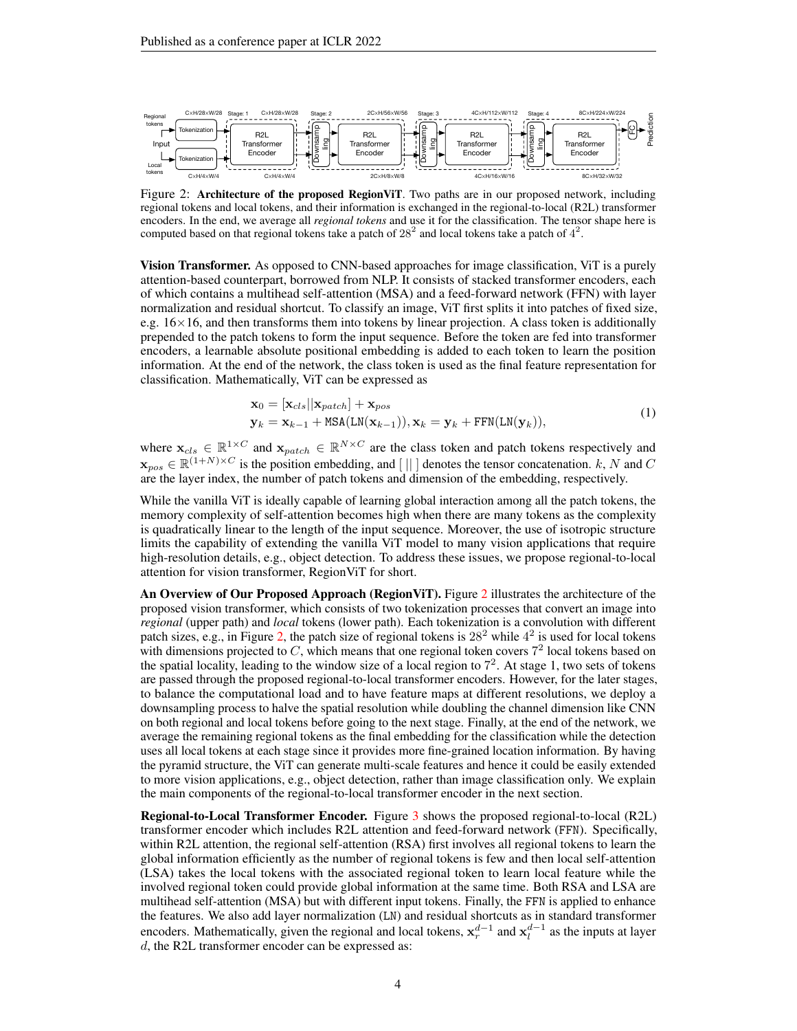Figure 2: **Architecture of the proposed RegionViT**. Two paths are in our proposed network, including regional tokens and local tokens, and their information is exchanged in the regional-to-local (R2L) transformer encoders. In the end, we average all *regional tokens* and use it for the classification. The tensor shape here is computed based on that regional tokens take a patch of $28^2$ and local tokens take a patch of $4^2$.

**Vision Transformer.** As opposed to CNN-based approaches for image classification, ViT is a purely attention-based counterpart, borrowed from NLP. It consists of stacked transformer encoders, each of which contains a multihead self-attention (MSA) and a feed-forward network (FFN) with layer normalization and residual shortcut. To classify an image, ViT first splits it into patches of fixed size, e.g. $16\times16$, and then transforms them into tokens by linear projection. A class token is additionally prepended to the patch tokens to form the input sequence. Before the token are fed into transformer encoders, a learnable absolute positional embedding is added to each token to learn the position information. At the end of the network, the class token is used as the final feature representation for classification. Mathematically, ViT can be expressed as

$$
\begin{aligned}
&\mathbf{x}_0 = [\mathbf{x}_{cls} || \mathbf{x}_{patch}] + \mathbf{x}_{pos} \\
&\mathbf{y}_k = \mathbf{x}_{k-1} + \texttt{MSA}(\texttt{LN}(\mathbf{x}_{k-1})), \mathbf{x}_k = \mathbf{y}_k + \texttt{FFN}(\texttt{LN}(\mathbf{y}_k)),
\end{aligned}
\tag{1}
$$

where $\mathbf{x}_{cls} \in \mathbb{R}^{1\times C}$ and $\mathbf{x}_{patch} \in \mathbb{R}^{N\times C}$ are the class token and patch tokens respectively and $\mathbf{x}_{pos} \in \mathbb{R}^{(1+N)\times C}$ is the position embedding, and $[\,||\,]$ denotes the tensor concatenation. $k$, $N$ and $C$ are the layer index, the number of patch tokens and dimension of the embedding, respectively.

While the vanilla ViT is ideally capable of learning global interaction among all the patch tokens, the memory complexity of self-attention becomes high when there are many tokens as the complexity is quadratically linear to the length of the input sequence. Moreover, the use of isotropic structure limits the capability of extending the vanilla ViT model to many vision applications that require high-resolution details, e.g., object detection. To address these issues, we propose regional-to-local attention for vision transformer, RegionViT for short.

**An Overview of Our Proposed Approach (RegionViT).** Figure 2 illustrates the architecture of the proposed vision transformer, which consists of two tokenization processes that convert an image into *regional* (upper path) and *local* tokens (lower path). Each tokenization is a convolution with different patch sizes, e.g., in Figure 2, the patch size of regional tokens is $28^2$ while $4^2$ is used for local tokens with dimensions projected to $C$, which means that one regional token covers $7^2$ local tokens based on the spatial locality, leading to the window size of a local region to $7^2$. At stage 1, two sets of tokens are passed through the proposed regional-to-local transformer encoders. However, for the later stages, to balance the computational load and to have feature maps at different resolutions, we deploy a downsampling process to halve the spatial resolution while doubling the channel dimension like CNN on both regional and local tokens before going to the next stage. Finally, at the end of the network, we average the remaining regional tokens as the final embedding for the classification while the detection uses all local tokens at each stage since it provides more fine-grained location information. By having the pyramid structure, the ViT can generate multi-scale features and hence it could be easily extended to more vision applications, e.g., object detection, rather than image classification only. We explain the main components of the regional-to-local transformer encoder in the next section.

**Regional-to-Local Transformer Encoder.** Figure 3 shows the proposed regional-to-local (R2L) transformer encoder which includes R2L attention and feed-forward network (FFN). Specifically, within R2L attention, the regional self-attention (RSA) first involves all regional tokens to learn the global information efficiently as the number of regional tokens is few and then local self-attention (LSA) takes the local tokens with the associated regional token to learn local feature while the involved regional token could provide global information at the same time. Both RSA and LSA are multihead self-attention (MSA) but with different input tokens. Finally, the FFN is applied to enhance the features. We also add layer normalization (LN) and residual shortcuts as in standard transformer encoders. Mathematically, given the regional and local tokens, $\mathbf{x}_r^{d-1}$ and $\mathbf{x}_l^{d-1}$ as the inputs at layer $d$, the R2L transformer encoder can be expressed as: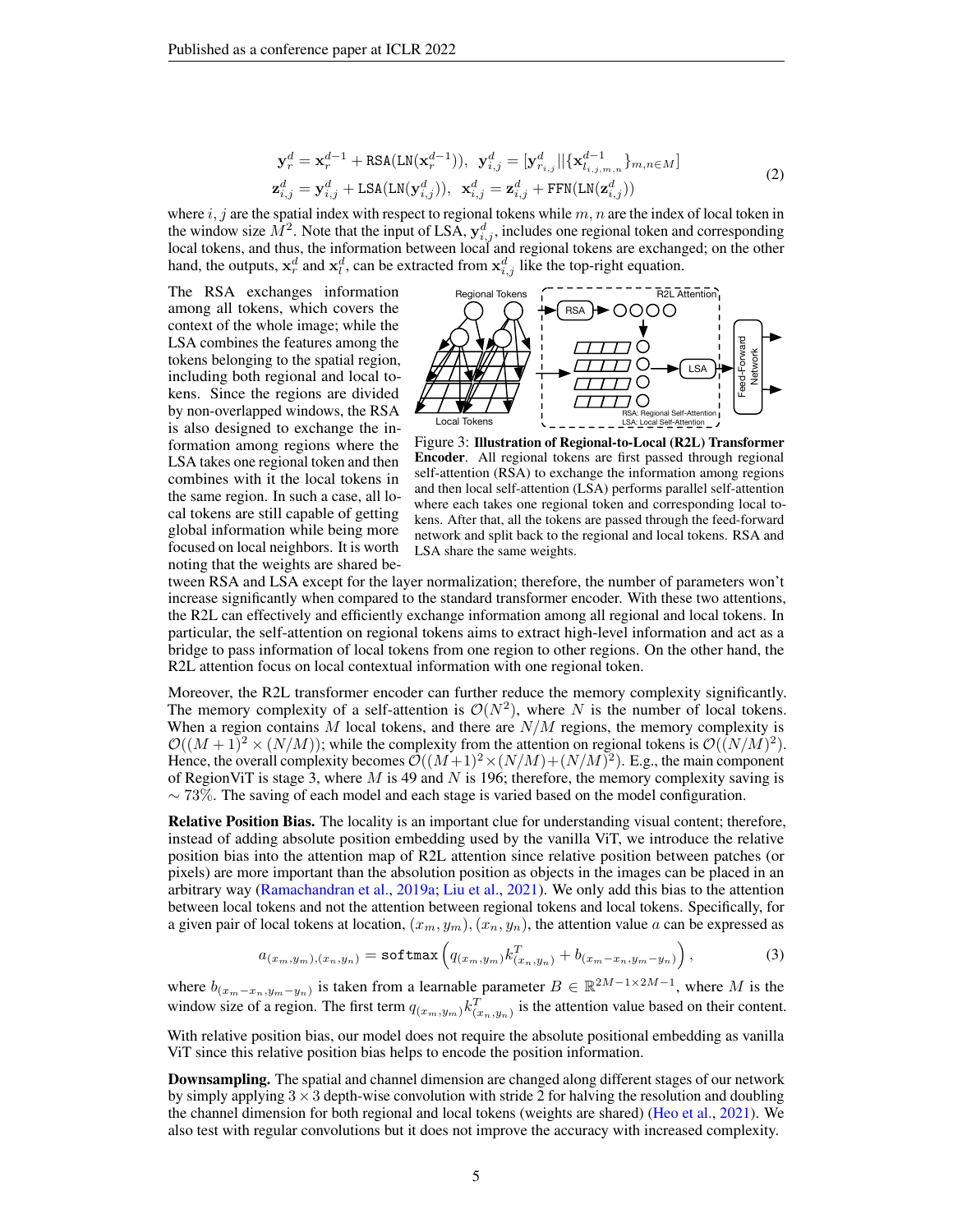$$
\begin{aligned}
\mathbf{y}_r^d &= \mathbf{x}_r^{d-1} + \texttt{RSA}(\texttt{LN}(\mathbf{x}_r^{d-1})), \;\; \mathbf{y}_{i,j}^d = [\mathbf{y}_{r_{i,j}}^d || \{\mathbf{x}_{l_{i,j,m,n}}^{d-1}\}_{m,n \in M}] \\
\mathbf{z}_{i,j}^d &= \mathbf{y}_{i,j}^d + \texttt{LSA}(\texttt{LN}(\mathbf{y}_{i,j}^d)), \;\; \mathbf{x}_{i,j}^d = \mathbf{z}_{i,j}^d + \texttt{FFN}(\texttt{LN}(\mathbf{z}_{i,j}^d))
\end{aligned}
\tag{2}
$$

where $i, j$ are the spatial index with respect to regional tokens while $m, n$ are the index of local token in the window size $M^2$. Note that the input of LSA, $\mathbf{y}_{i,j}^d$, includes one regional token and corresponding local tokens, and thus, the information between local and regional tokens are exchanged; on the other hand, the outputs, $\mathbf{x}_r^d$ and $\mathbf{x}_l^d$, can be extracted from $\mathbf{x}_{i,j}^d$ like the top-right equation.

The RSA exchanges information among all tokens, which covers the context of the whole image; while the LSA combines the features among the tokens belonging to the spatial region, including both regional and local tokens. Since the regions are divided by non-overlapped windows, the RSA is also designed to exchange the information among regions where the LSA takes one regional token and then combines with it the local tokens in the same region. In such a case, all local tokens are still capable of getting global information while being more focused on local neighbors. It is worth noting that the weights are shared between RSA and LSA except for the layer normalization; therefore, the number of parameters won't increase significantly when compared to the standard transformer encoder. With these two attentions, the R2L can effectively and efficiently exchange information among all regional and local tokens. In particular, the self-attention on regional tokens aims to extract high-level information and act as a bridge to pass information of local tokens from one region to other regions. On the other hand, the R2L attention focus on local contextual information with one regional token.

Figure 3: **Illustration of Regional-to-Local (R2L) Transformer Encoder**. All regional tokens are first passed through regional self-attention (RSA) to exchange the information among regions and then local self-attention (LSA) performs parallel self-attention where each takes one regional token and corresponding local tokens. After that, all the tokens are passed through the feed-forward network and split back to the regional and local tokens. RSA and LSA share the same weights.

Moreover, the R2L transformer encoder can further reduce the memory complexity significantly. The memory complexity of a self-attention is $\mathcal{O}(N^2)$, where $N$ is the number of local tokens. When a region contains $M$ local tokens, and there are $N/M$ regions, the memory complexity is $\mathcal{O}((M+1)^2 \times (N/M))$; while the complexity from the attention on regional tokens is $\mathcal{O}((N/M)^2)$. Hence, the overall complexity becomes $\mathcal{O}((M+1)^2 \times (N/M) + (N/M)^2)$. E.g., the main component of RegionViT is stage 3, where $M$ is 49 and $N$ is 196; therefore, the memory complexity saving is $\sim 73\%$. The saving of each model and each stage is varied based on the model configuration.

**Relative Position Bias.** The locality is an important clue for understanding visual content; therefore, instead of adding absolute position embedding used by the vanilla ViT, we introduce the relative position bias into the attention map of R2L attention since relative position between patches (or pixels) are more important than the absolution position as objects in the images can be placed in an arbitrary way (Ramachandran et al., 2019a; Liu et al., 2021). We only add this bias to the attention between local tokens and not the attention between regional tokens and local tokens. Specifically, for a given pair of local tokens at location, $(x_m, y_m), (x_n, y_n)$, the attention value $a$ can be expressed as

$$
a_{(x_m,y_m),(x_n,y_n)} = \texttt{softmax}\left(q_{(x_m,y_m)} k_{(x_n,y_n)}^T + b_{(x_m - x_n, y_m - y_n)}\right),
\tag{3}
$$

where $b_{(x_m - x_n, y_m - y_n)}$ is taken from a learnable parameter $B \in \mathbb{R}^{2M-1 \times 2M-1}$, where $M$ is the window size of a region. The first term $q_{(x_m,y_m)} k_{(x_n,y_n)}^T$ is the attention value based on their content.

With relative position bias, our model does not require the absolute positional embedding as vanilla ViT since this relative position bias helps to encode the position information.

**Downsampling.** The spatial and channel dimension are changed along different stages of our network by simply applying $3 \times 3$ depth-wise convolution with stride 2 for halving the resolution and doubling the channel dimension for both regional and local tokens (weights are shared) (Heo et al., 2021). We also test with regular convolutions but it does not improve the accuracy with increased complexity.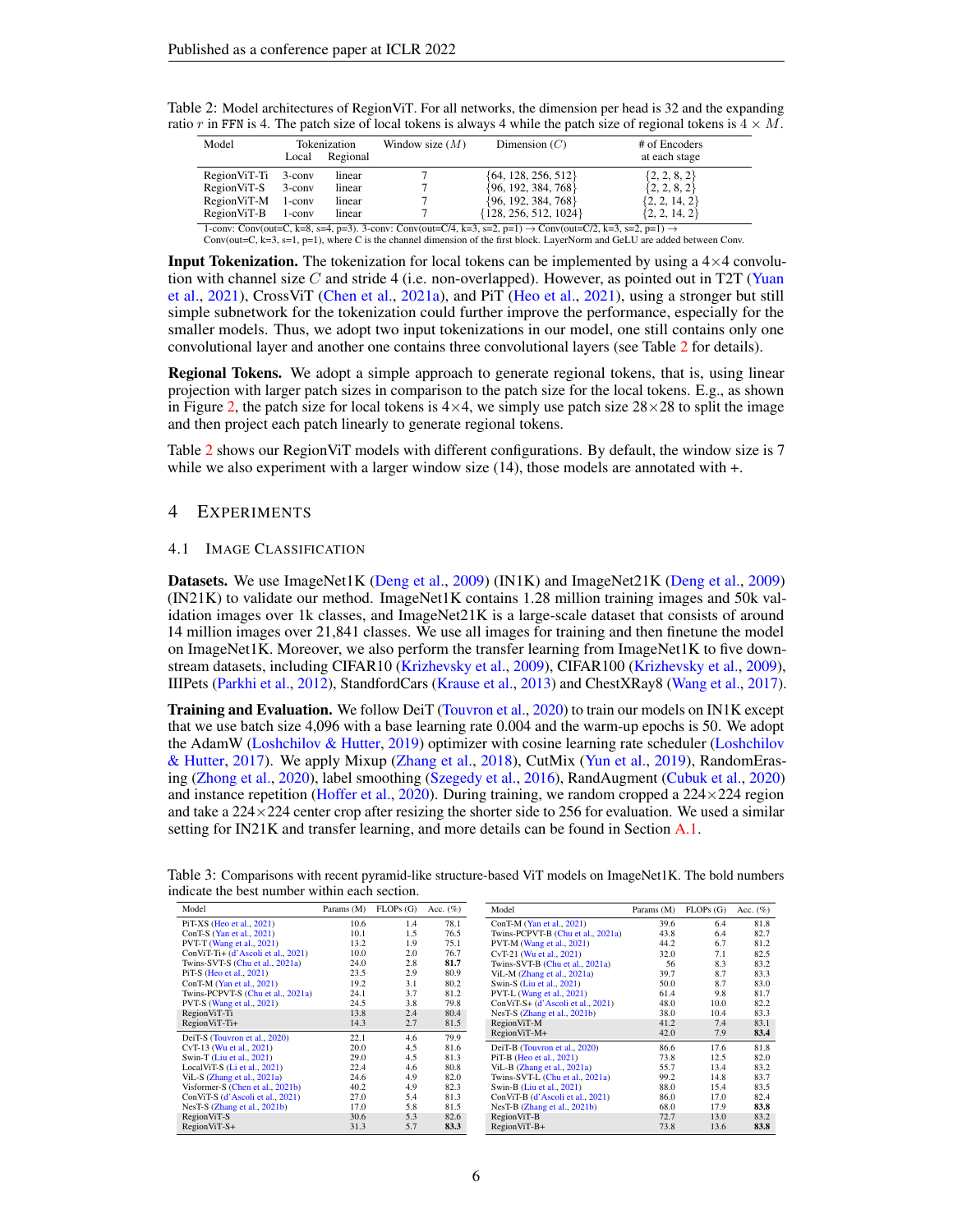Table 2: Model architectures of RegionViT. For all networks, the dimension per head is 32 and the expanding ratio $r$ in FFN is 4. The patch size of local tokens is always 4 while the patch size of regional tokens is $4 \times M$.

| Model | Tokenization | | Window size ($M$) | Dimension ($C$) | # of Encoders |
|---|---|---|---|---|---|
| | Local | Regional | | | at each stage |
| RegionViT-Ti | 3-conv | linear | 7 | {64, 128, 256, 512} | {2, 2, 8, 2} |
| RegionViT-S | 3-conv | linear | 7 | {96, 192, 384, 768} | {2, 2, 8, 2} |
| RegionViT-M | 1-conv | linear | 7 | {96, 192, 384, 768} | {2, 2, 14, 2} |
| RegionViT-B | 1-conv | linear | 7 | {128, 256, 512, 1024} | {2, 2, 14, 2} |

1-conv: Conv(out=C, k=8, s=4, p=3). 3-conv: Conv(out=C/4, k=3, s=2, p=1) → Conv(out=C/2, k=3, s=2, p=1) → Conv(out=C, k=3, s=1, p=1), where C is the channel dimension of the first block. LayerNorm and GeLU are added between Conv.

**Input Tokenization.** The tokenization for local tokens can be implemented by using a 4×4 convolution with channel size $C$ and stride 4 (i.e. non-overlapped). However, as pointed out in T2T (Yuan et al., 2021), CrossViT (Chen et al., 2021a), and PiT (Heo et al., 2021), using a stronger but still simple subnetwork for the tokenization could further improve the performance, especially for the smaller models. Thus, we adopt two input tokenizations in our model, one still contains only one convolutional layer and another one contains three convolutional layers (see Table 2 for details).

**Regional Tokens.** We adopt a simple approach to generate regional tokens, that is, using linear projection with larger patch sizes in comparison to the patch size for the local tokens. E.g., as shown in Figure 2, the patch size for local tokens is 4×4, we simply use patch size 28×28 to split the image and then project each patch linearly to generate regional tokens.

Table 2 shows our RegionViT models with different configurations. By default, the window size is 7 while we also experiment with a larger window size (14), those models are annotated with +.

# 4 Experiments

## 4.1 Image Classification

**Datasets.** We use ImageNet1K (Deng et al., 2009) (IN1K) and ImageNet21K (Deng et al., 2009) (IN21K) to validate our method. ImageNet1K contains 1.28 million training images and 50k validation images over 1k classes, and ImageNet21K is a large-scale dataset that consists of around 14 million images over 21,841 classes. We use all images for training and then finetune the model on ImageNet1K. Moreover, we also perform the transfer learning from ImageNet1K to five downstream datasets, including CIFAR10 (Krizhevsky et al., 2009), CIFAR100 (Krizhevsky et al., 2009), IIIPets (Parkhi et al., 2012), StandfordCars (Krause et al., 2013) and ChestXRay8 (Wang et al., 2017).

**Training and Evaluation.** We follow DeiT (Touvron et al., 2020) to train our models on IN1K except that we use batch size 4,096 with a base learning rate 0.004 and the warm-up epochs is 50. We adopt the AdamW (Loshchilov & Hutter, 2019) optimizer with cosine learning rate scheduler (Loshchilov & Hutter, 2017). We apply Mixup (Zhang et al., 2018), CutMix (Yun et al., 2019), RandomErasing (Zhong et al., 2020), label smoothing (Szegedy et al., 2016), RandAugment (Cubuk et al., 2020) and instance repetition (Hoffer et al., 2020). During training, we random cropped a 224×224 region and take a 224×224 center crop after resizing the shorter side to 256 for evaluation. We used a similar setting for IN21K and transfer learning, and more details can be found in Section A.1.

Table 3: Comparisons with recent pyramid-like structure-based ViT models on ImageNet1K. The bold numbers indicate the best number within each section.

| Model | Params (M) | FLOPs (G) | Acc. (%) |
|---|---|---|---|
| PiT-XS (Heo et al., 2021) | 10.6 | 1.4 | 78.1 |
| ConT-S (Yan et al., 2021) | 10.1 | 1.5 | 76.5 |
| PVT-T (Wang et al., 2021) | 13.2 | 1.9 | 75.1 |
| ConViT-Ti+ (d'Ascoli et al., 2021) | 10.0 | 2.0 | 76.7 |
| Twins-SVT-S (Chu et al., 2021a) | 24.0 | 2.8 | **81.7** |
| PiT-S (Heo et al., 2021) | 23.5 | 2.9 | 80.9 |
| ConT-M (Yan et al., 2021) | 19.2 | 3.1 | 80.2 |
| Twins-PCPVT-S (Chu et al., 2021a) | 24.1 | 3.7 | 81.2 |
| PVT-S (Wang et al., 2021) | 24.5 | 3.8 | 79.8 |
| RegionViT-Ti | 13.8 | 2.4 | 80.4 |
| RegionViT-Ti+ | 14.3 | 2.7 | 81.5 |
| DeiT-S (Touvron et al., 2020) | 22.1 | 4.6 | 79.9 |
| CvT-13 (Wu et al., 2021) | 20.0 | 4.5 | 81.6 |
| Swin-T (Liu et al., 2021) | 29.0 | 4.5 | 81.3 |
| LocalViT-S (Li et al., 2021) | 22.4 | 4.6 | 80.8 |
| ViL-S (Zhang et al., 2021a) | 24.6 | 4.9 | 82.0 |
| Visformer-S (Chen et al., 2021b) | 40.2 | 4.9 | 82.3 |
| ConViT-S (d'Ascoli et al., 2021) | 27.0 | 5.4 | 81.3 |
| NesT-S (Zhang et al., 2021b) | 17.0 | 5.8 | 81.5 |
| RegionViT-S | 30.6 | 5.3 | 82.6 |
| RegionViT-S+ | 31.3 | 5.7 | **83.3** |

| Model | Params (M) | FLOPs (G) | Acc. (%) |
|---|---|---|---|
| ConT-M (Yan et al., 2021) | 39.6 | 6.4 | 81.8 |
| Twins-PCPVT-B (Chu et al., 2021a) | 43.8 | 6.4 | 82.7 |
| PVT-M (Wang et al., 2021) | 44.2 | 6.7 | 81.2 |
| CvT-21 (Wu et al., 2021) | 32.0 | 7.1 | 82.5 |
| Twins-SVT-B (Chu et al., 2021a) | 56 | 8.3 | 83.2 |
| ViL-M (Zhang et al., 2021a) | 39.7 | 8.7 | 83.3 |
| Swin-S (Liu et al., 2021) | 50.0 | 8.7 | 83.0 |
| PVT-L (Wang et al., 2021) | 61.4 | 9.8 | 81.7 |
| ConViT-S+ (d'Ascoli et al., 2021) | 48.0 | 10.0 | 82.2 |
| NesT-S (Zhang et al., 2021b) | 38.0 | 10.4 | 83.3 |
| RegionViT-M | 41.2 | 7.4 | 83.1 |
| RegionViT-M+ | 42.0 | 7.9 | **83.4** |
| DeiT-B (Touvron et al., 2020) | 86.6 | 17.6 | 81.8 |
| PiT-B (Heo et al., 2021) | 73.8 | 12.5 | 82.0 |
| ViL-B (Zhang et al., 2021a) | 55.7 | 13.4 | 83.2 |
| Twins-SVT-L (Chu et al., 2021a) | 99.2 | 14.8 | 83.7 |
| Swin-B (Liu et al., 2021) | 88.0 | 15.4 | 83.5 |
| ConViT-B (d'Ascoli et al., 2021) | 86.0 | 17.0 | 82.4 |
| NesT-B (Zhang et al., 2021b) | 68.0 | 17.9 | **83.8** |
| RegionViT-B | 72.7 | 13.0 | 83.2 |
| RegionViT-B+ | 73.8 | 13.6 | **83.8** |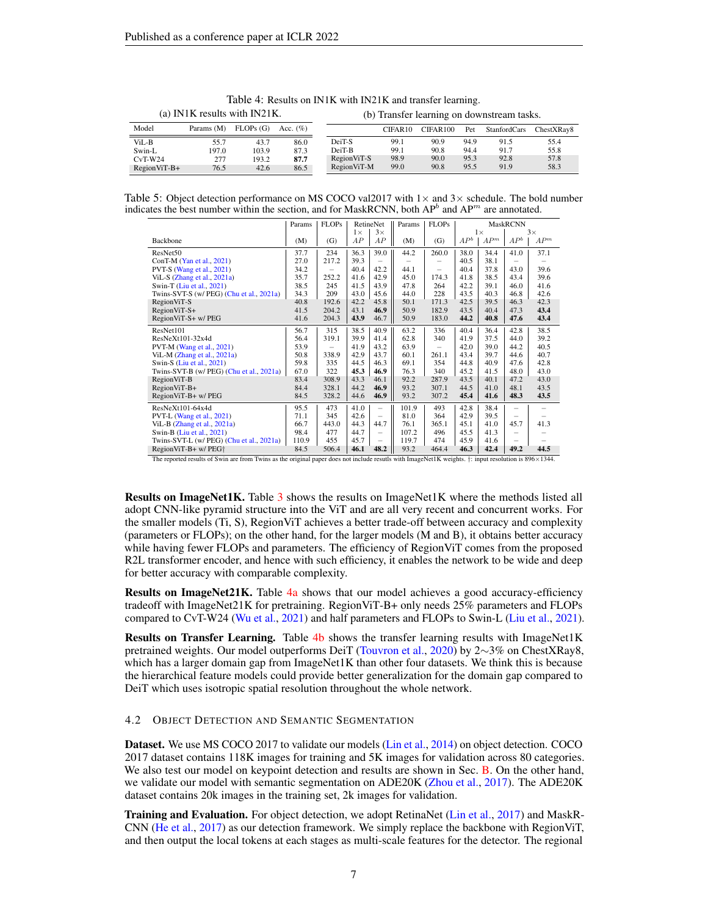Table 4: Results on IN1K with IN21K and transfer learning.

(a) IN1K results with IN21K.

| Model | Params (M) | FLOPs (G) | Acc. (%) |
|---|---|---|---|
| ViL-B | 55.7 | 43.7 | 86.0 |
| Swin-L | 197.0 | 103.9 | 87.3 |
| CvT-W24 | 277 | 193.2 | **87.7** |
| RegionViT-B+ | 76.5 | 42.6 | 86.5 |

(b) Transfer learning on downstream tasks.

| | CIFAR10 | CIFAR100 | Pet | StanfordCars | ChestXRay8 |
|---|---|---|---|---|---|
| DeiT-S | 99.1 | 90.9 | 94.9 | 91.5 | 55.4 |
| DeiT-B | 99.1 | 90.8 | 94.4 | 91.7 | 55.8 |
| RegionViT-S | 98.9 | 90.0 | 95.3 | 92.8 | 57.8 |
| RegionViT-M | 99.0 | 90.8 | 95.5 | 91.9 | 58.3 |

Table 5: Object detection performance on MS COCO val2017 with 1× and 3× schedule. The bold number indicates the best number within the section, and for MaskRCNN, both AP$^b$ and AP$^m$ are annotated.

| Backbone | Params (M) | FLOPs (G) | RetinaNet 1× $AP$ | RetinaNet 3× $AP$ | Params (M) | FLOPs (G) | MaskRCNN 1× $AP^b$ | MaskRCNN 1× $AP^m$ | MaskRCNN 3× $AP^b$ | MaskRCNN 3× $AP^m$ |
|---|---|---|---|---|---|---|---|---|---|---|
| ResNet50 | 37.7 | 234 | 36.3 | 39.0 | 44.2 | 260.0 | 38.0 | 34.4 | 41.0 | 37.1 |
| ConT-M (Yan et al., 2021) | 27.0 | 217.2 | 39.3 | – | – | – | 40.5 | 38.1 | – | – |
| PVT-S (Wang et al., 2021) | 34.2 | – | 40.4 | 42.2 | 44.1 | – | 40.4 | 37.8 | 43.0 | 39.6 |
| ViL-S (Zhang et al., 2021a) | 35.7 | 252.2 | 41.6 | 42.9 | 45.0 | 174.3 | 41.8 | 38.5 | 43.4 | 39.6 |
| Swin-T (Liu et al., 2021) | 38.5 | 245 | 41.5 | 43.9 | 47.8 | 264 | 42.2 | 39.1 | 46.0 | 41.6 |
| Twins-SVT-S (w/ PEG) (Chu et al., 2021a) | 34.3 | 209 | 43.0 | 45.6 | 44.0 | 228 | 43.5 | 40.3 | 46.8 | 42.6 |
| RegionViT-S | 40.8 | 192.6 | 42.2 | 45.8 | 50.1 | 171.3 | 42.5 | 39.5 | 46.3 | 42.3 |
| RegionViT-S+ | 41.5 | 204.2 | 43.1 | **46.9** | 50.9 | 182.9 | 43.5 | 40.4 | 47.3 | **43.4** |
| RegionViT-S+ w/ PEG | 41.6 | 204.3 | **43.9** | 46.7 | 50.9 | 183.0 | **44.2** | **40.8** | **47.6** | **43.4** |
| ResNet101 | 56.7 | 315 | 38.5 | 40.9 | 63.2 | 336 | 40.4 | 36.4 | 42.8 | 38.5 |
| ResNeXt101-32x4d | 56.4 | 319.1 | 39.9 | 41.4 | 62.8 | 340 | 41.9 | 37.5 | 44.0 | 39.2 |
| PVT-M (Wang et al., 2021) | 53.9 | – | 41.9 | 43.2 | 63.9 | – | 42.0 | 39.0 | 44.2 | 40.5 |
| ViL-M (Zhang et al., 2021a) | 50.8 | 338.9 | 42.9 | 43.7 | 60.1 | 261.1 | 43.4 | 39.7 | 44.6 | 40.7 |
| Swin-S (Liu et al., 2021) | 59.8 | 335 | 44.5 | 46.3 | 69.1 | 354 | 44.8 | 40.9 | 47.6 | 42.8 |
| Twins-SVT-B (w/ PEG) (Chu et al., 2021a) | 67.0 | 322 | **45.3** | **46.9** | 76.3 | 340 | 45.2 | 41.5 | 48.0 | 43.0 |
| RegionViT-B | 83.4 | 308.9 | 43.3 | 46.1 | 92.2 | 287.9 | 43.5 | 40.1 | 47.2 | 43.0 |
| RegionViT-B+ | 84.4 | 328.1 | 44.2 | **46.9** | 93.2 | 307.1 | 44.5 | 41.0 | 48.1 | 43.5 |
| RegionViT-B+ w/ PEG | 84.5 | 328.2 | 44.6 | **46.9** | 93.2 | 307.2 | **45.4** | **41.6** | **48.3** | **43.5** |
| ResNeXt101-64x4d | 95.5 | 473 | 41.0 | – | 101.9 | 493 | 42.8 | 38.4 | – | – |
| PVT-L (Wang et al., 2021) | 71.1 | 345 | 42.6 | – | 81.0 | 364 | 42.9 | 39.5 | – | – |
| ViL-B (Zhang et al., 2021a) | 66.7 | 443.0 | 44.3 | 44.7 | 76.1 | 365.1 | 45.1 | 41.0 | 45.7 | 41.3 |
| Swin-B (Liu et al., 2021) | 98.4 | 477 | 44.7 | – | 107.2 | 496 | 45.5 | 41.3 | – | – |
| Twins-SVT-L (w/ PEG) (Chu et al., 2021a) | 110.9 | 455 | 45.7 | – | 119.7 | 474 | 45.9 | 41.6 | – | – |
| RegionViT-B+ w/ PEG† | 84.5 | 506.4 | **46.1** | **48.2** | 93.2 | 464.4 | **46.3** | **42.4** | **49.2** | **44.5** |

The reported results of Swin are from Twins as the original paper does not include resuls with ImageNet1K weights. †: input resolution is 896×1344.

**Results on ImageNet1K.** Table 3 shows the results on ImageNet1K where the methods listed all adopt CNN-like pyramid structure into the ViT and are all very recent and concurrent works. For the smaller models (Ti, S), RegionViT achieves a better trade-off between accuracy and complexity (parameters or FLOPs); on the other hand, for the larger models (M and B), it obtains better accuracy while having fewer FLOPs and parameters. The efficiency of RegionViT comes from the proposed R2L transformer encoder, and hence with such efficiency, it enables the network to be wide and deep for better accuracy with comparable complexity.

**Results on ImageNet21K.** Table 4a shows that our model achieves a good accuracy-efficiency tradeoff with ImageNet21K for pretraining. RegionViT-B+ only needs 25% parameters and FLOPs compared to CvT-W24 (Wu et al., 2021) and half parameters and FLOPs to Swin-L (Liu et al., 2021).

**Results on Transfer Learning.** Table 4b shows the transfer learning results with ImageNet1K pretrained weights. Our model outperforms DeiT (Touvron et al., 2020) by 2∼3% on ChestXRay8, which has a larger domain gap from ImageNet1K than other four datasets. We think this is because the hierarchical feature models could provide better generalization for the domain gap compared to DeiT which uses isotropic spatial resolution throughout the whole network.

### 4.2 Object Detection and Semantic Segmentation

**Dataset.** We use MS COCO 2017 to validate our models (Lin et al., 2014) on object detection. COCO 2017 dataset contains 118K images for training and 5K images for validation across 80 categories. We also test our model on keypoint detection and results are shown in Sec. B. On the other hand, we validate our model with semantic segmentation on ADE20K (Zhou et al., 2017). The ADE20K dataset contains 20k images in the training set, 2k images for validation.

**Training and Evaluation.** For object detection, we adopt RetinaNet (Lin et al., 2017) and MaskR-CNN (He et al., 2017) as our detection framework. We simply replace the backbone with RegionViT, and then output the local tokens at each stages as multi-scale features for the detector. The regional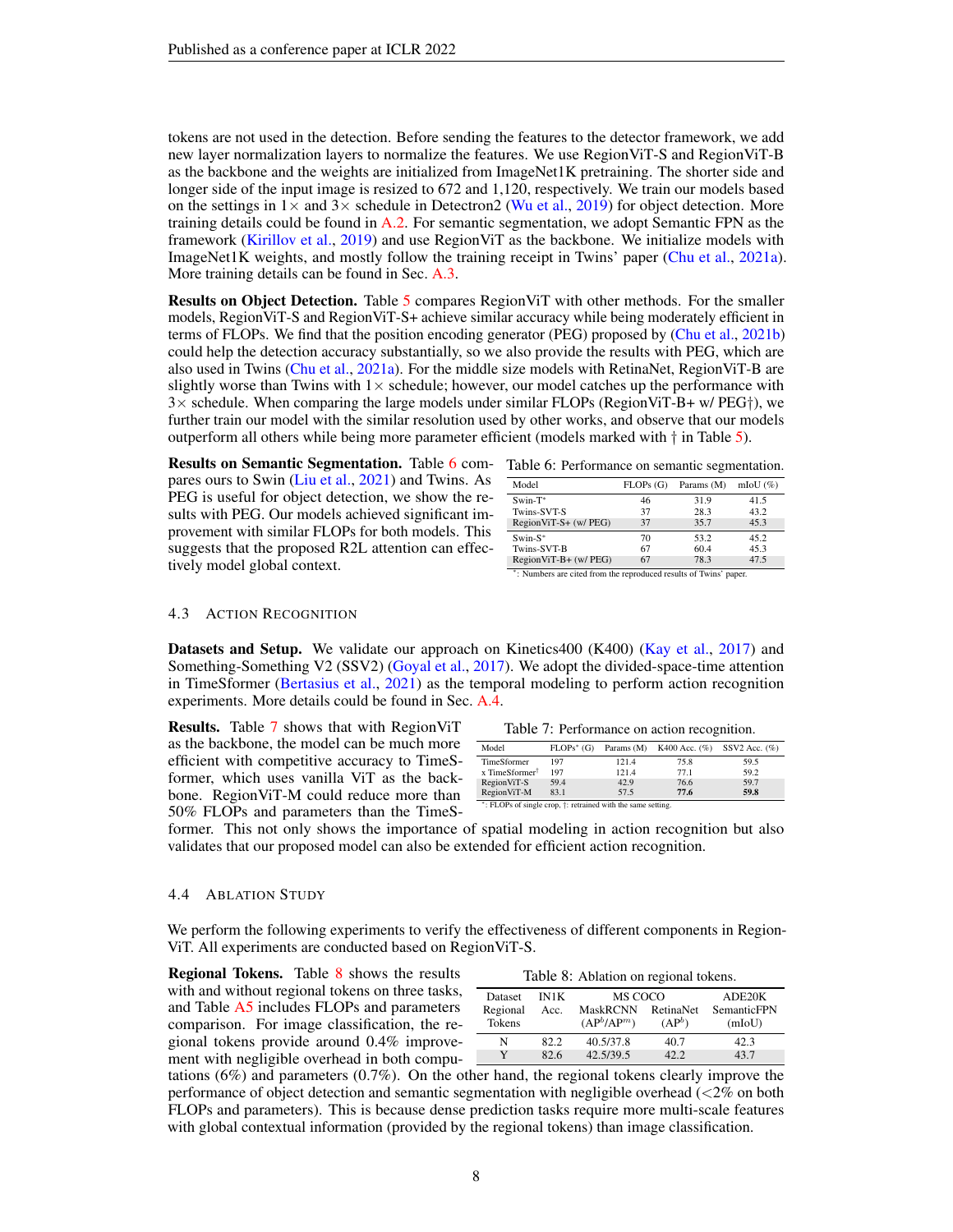tokens are not used in the detection. Before sending the features to the detector framework, we add new layer normalization layers to normalize the features. We use RegionViT-S and RegionViT-B as the backbone and the weights are initialized from ImageNet1K pretraining. The shorter side and longer side of the input image is resized to 672 and 1,120, respectively. We train our models based on the settings in 1× and 3× schedule in Detectron2 (Wu et al., 2019) for object detection. More training details could be found in A.2. For semantic segmentation, we adopt Semantic FPN as the framework (Kirillov et al., 2019) and use RegionViT as the backbone. We initialize models with ImageNet1K weights, and mostly follow the training receipt in Twins' paper (Chu et al., 2021a). More training details can be found in Sec. A.3.

**Results on Object Detection.** Table 5 compares RegionViT with other methods. For the smaller models, RegionViT-S and RegionViT-S+ achieve similar accuracy while being moderately efficient in terms of FLOPs. We find that the position encoding generator (PEG) proposed by (Chu et al., 2021b) could help the detection accuracy substantially, so we also provide the results with PEG, which are also used in Twins (Chu et al., 2021a). For the middle size models with RetinaNet, RegionViT-B are slightly worse than Twins with 1× schedule; however, our model catches up the performance with 3× schedule. When comparing the large models under similar FLOPs (RegionViT-B+ w/ PEG†), we further train our model with the similar resolution used by other works, and observe that our models outperform all others while being more parameter efficient (models marked with † in Table 5).

**Results on Semantic Segmentation.** Table 6 compares ours to Swin (Liu et al., 2021) and Twins. As PEG is useful for object detection, we show the results with PEG. Our models achieved significant improvement with similar FLOPs for both models. This suggests that the proposed R2L attention can effectively model global context.

Table 6: Performance on semantic segmentation.

| Model | FLOPs (G) | Params (M) | mIoU (%) |
|---|---|---|---|
| Swin-T* | 46 | 31.9 | 41.5 |
| Twins-SVT-S | 37 | 28.3 | 43.2 |
| RegionViT-S+ (w/ PEG) | 37 | 35.7 | 45.3 |
| Swin-S* | 70 | 53.2 | 45.2 |
| Twins-SVT-B | 67 | 60.4 | 45.3 |
| RegionViT-B+ (w/ PEG) | 67 | 78.3 | 47.5 |

*: Numbers are cited from the reproduced results of Twins' paper.

### 4.3 Action Recognition

**Datasets and Setup.** We validate our approach on Kinetics400 (K400) (Kay et al., 2017) and Something-Something V2 (SSV2) (Goyal et al., 2017). We adopt the divided-space-time attention in TimeSformer (Bertasius et al., 2021) as the temporal modeling to perform action recognition experiments. More details could be found in Sec. A.4.

**Results.** Table 7 shows that with RegionViT as the backbone, the model can be much more efficient with competitive accuracy to TimeSformer, which uses vanilla ViT as the backbone. RegionViT-M could reduce more than 50% FLOPs and parameters than the TimeSformer. This not only shows the importance of spatial modeling in action recognition but also validates that our proposed model can also be extended for efficient action recognition.

Table 7: Performance on action recognition.

| Model | FLOPs* (G) | Params (M) | K400 Acc. (%) | SSV2 Acc. (%) |
|---|---|---|---|---|
| TimeSformer | 197 | 121.4 | 75.8 | 59.5 |
| x TimeSformer† | 197 | 121.4 | 77.1 | 59.2 |
| RegionViT-S | 59.4 | 42.9 | 76.6 | 59.7 |
| RegionViT-M | 83.1 | 57.5 | **77.6** | **59.8** |

*: FLOPs of single crop, †: retrained with the same setting.

### 4.4 Ablation Study

We perform the following experiments to verify the effectiveness of different components in RegionViT. All experiments are conducted based on RegionViT-S.

**Regional Tokens.** Table 8 shows the results with and without regional tokens on three tasks, and Table A5 includes FLOPs and parameters comparison. For image classification, the regional tokens provide around 0.4% improvement with negligible overhead in both computations (6%) and parameters (0.7%). On the other hand, the regional tokens clearly improve the performance of object detection and semantic segmentation with negligible overhead (<2% on both FLOPs and parameters). This is because dense prediction tasks require more multi-scale features with global contextual information (provided by the regional tokens) than image classification.

Table 8: Ablation on regional tokens.

| Dataset / Regional Tokens | IN1K Acc. | MS COCO MaskRCNN ($AP^b$/$AP^m$) | MS COCO RetinaNet ($AP^b$) | ADE20K SemanticFPN (mIoU) |
|---|---|---|---|---|
| N | 82.2 | 40.5/37.8 | 40.7 | 42.3 |
| Y | 82.6 | 42.5/39.5 | 42.2 | 43.7 |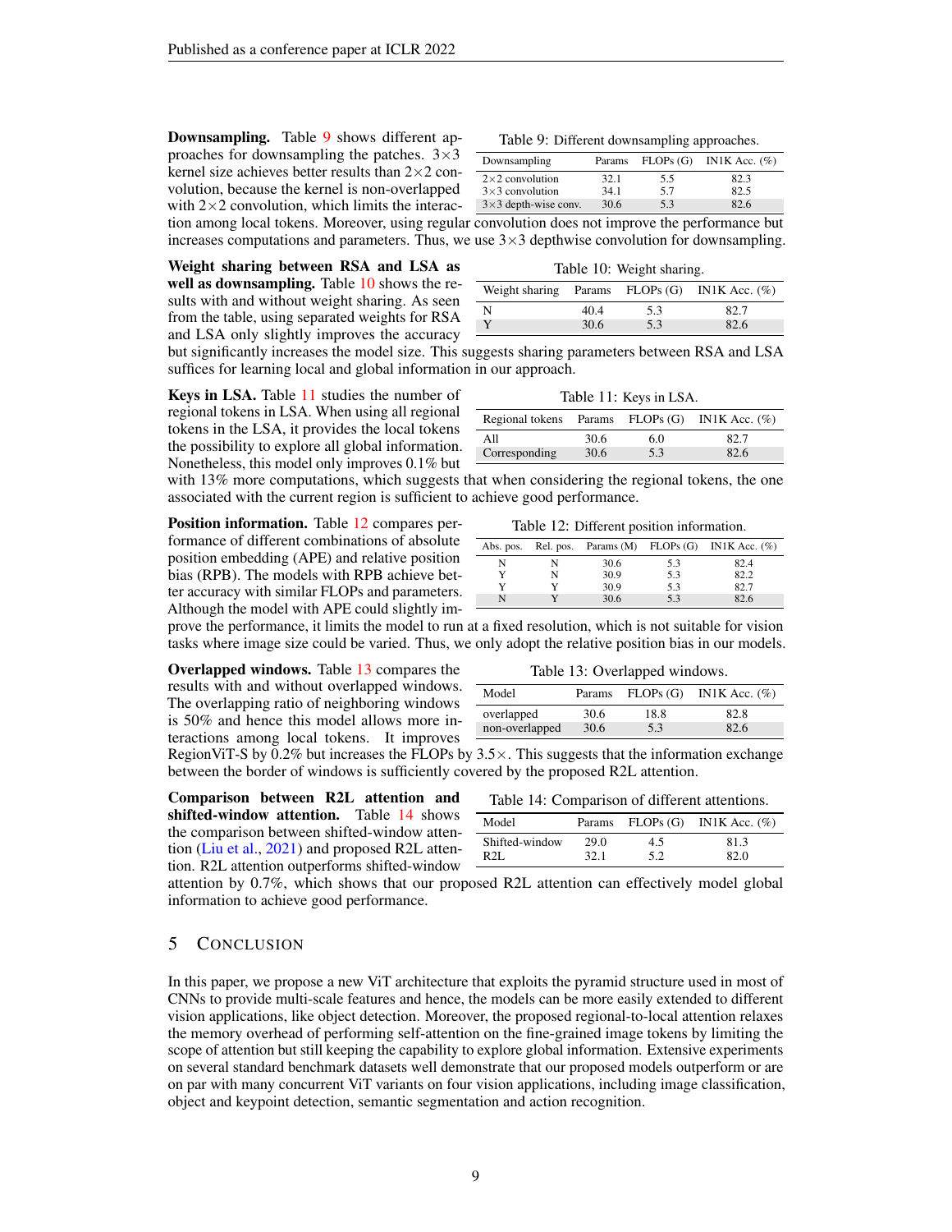**Downsampling.** Table 9 shows different approaches for downsampling the patches. 3×3 kernel size achieves better results than 2×2 convolution, because the kernel is non-overlapped with 2×2 convolution, which limits the interaction among local tokens. Moreover, using regular convolution does not improve the performance but increases computations and parameters. Thus, we use 3×3 depthwise convolution for downsampling.

Table 9: Different downsampling approaches.

| Downsampling | Params | FLOPs (G) | IN1K Acc. (%) |
|---|---|---|---|
| 2×2 convolution | 32.1 | 5.5 | 82.3 |
| 3×3 convolution | 34.1 | 5.7 | 82.5 |
| 3×3 depth-wise conv. | 30.6 | 5.3 | 82.6 |

**Weight sharing between RSA and LSA as well as downsampling.** Table 10 shows the results with and without weight sharing. As seen from the table, using separated weights for RSA and LSA only slightly improves the accuracy but significantly increases the model size. This suggests sharing parameters between RSA and LSA suffices for learning local and global information in our approach.

Table 10: Weight sharing.

| Weight sharing | Params | FLOPs (G) | IN1K Acc. (%) |
|---|---|---|---|
| N | 40.4 | 5.3 | 82.7 |
| Y | 30.6 | 5.3 | 82.6 |

**Keys in LSA.** Table 11 studies the number of regional tokens in LSA. When using all regional tokens in the LSA, it provides the local tokens the possibility to explore all global information. Nonetheless, this model only improves 0.1% but with 13% more computations, which suggests that when considering the regional tokens, the one associated with the current region is sufficient to achieve good performance.

Table 11: Keys in LSA.

| Regional tokens | Params | FLOPs (G) | IN1K Acc. (%) |
|---|---|---|---|
| All | 30.6 | 6.0 | 82.7 |
| Corresponding | 30.6 | 5.3 | 82.6 |

**Position information.** Table 12 compares performance of different combinations of absolute position embedding (APE) and relative position bias (RPB). The models with RPB achieve better accuracy with similar FLOPs and parameters. Although the model with APE could slightly improve the performance, it limits the model to run at a fixed resolution, which is not suitable for vision tasks where image size could be varied. Thus, we only adopt the relative position bias in our models.

Table 12: Different position information.

| Abs. pos. | Rel. pos. | Params (M) | FLOPs (G) | IN1K Acc. (%) |
|---|---|---|---|---|
| N | N | 30.6 | 5.3 | 82.4 |
| Y | N | 30.9 | 5.3 | 82.2 |
| Y | Y | 30.9 | 5.3 | 82.7 |
| N | Y | 30.6 | 5.3 | 82.6 |

**Overlapped windows.** Table 13 compares the results with and without overlapped windows. The overlapping ratio of neighboring windows is 50% and hence this model allows more interactions among local tokens. It improves RegionViT-S by 0.2% but increases the FLOPs by 3.5×. This suggests that the information exchange between the border of windows is sufficiently covered by the proposed R2L attention.

Table 13: Overlapped windows.

| Model | Params | FLOPs (G) | IN1K Acc. (%) |
|---|---|---|---|
| overlapped | 30.6 | 18.8 | 82.8 |
| non-overlapped | 30.6 | 5.3 | 82.6 |

**Comparison between R2L attention and shifted-window attention.** Table 14 shows the comparison between shifted-window attention (Liu et al., 2021) and proposed R2L attention. R2L attention outperforms shifted-window attention by 0.7%, which shows that our proposed R2L attention can effectively model global information to achieve good performance.

Table 14: Comparison of different attentions.

| Model | Params | FLOPs (G) | IN1K Acc. (%) |
|---|---|---|---|
| Shifted-window | 29.0 | 4.5 | 81.3 |
| R2L | 32.1 | 5.2 | 82.0 |

## 5 Conclusion

In this paper, we propose a new ViT architecture that exploits the pyramid structure used in most of CNNs to provide multi-scale features and hence, the models can be more easily extended to different vision applications, like object detection. Moreover, the proposed regional-to-local attention relaxes the memory overhead of performing self-attention on the fine-grained image tokens by limiting the scope of attention but still keeping the capability to explore global information. Extensive experiments on several standard benchmark datasets well demonstrate that our proposed models outperform or are on par with many concurrent ViT variants on four vision applications, including image classification, object and keypoint detection, semantic segmentation and action recognition.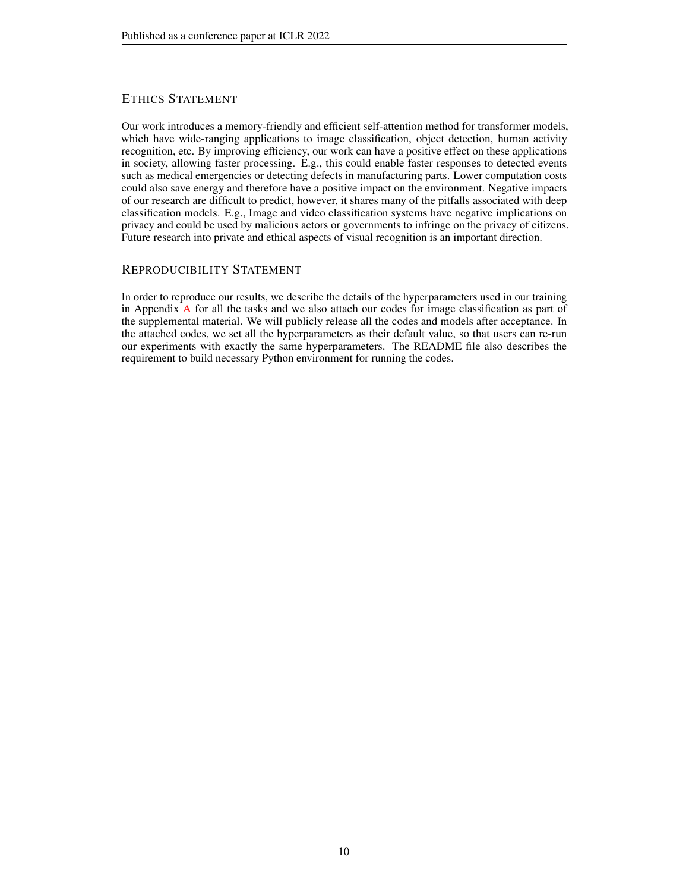## Ethics Statement

Our work introduces a memory-friendly and efficient self-attention method for transformer models, which have wide-ranging applications to image classification, object detection, human activity recognition, etc. By improving efficiency, our work can have a positive effect on these applications in society, allowing faster processing. E.g., this could enable faster responses to detected events such as medical emergencies or detecting defects in manufacturing parts. Lower computation costs could also save energy and therefore have a positive impact on the environment. Negative impacts of our research are difficult to predict, however, it shares many of the pitfalls associated with deep classification models. E.g., Image and video classification systems have negative implications on privacy and could be used by malicious actors or governments to infringe on the privacy of citizens. Future research into private and ethical aspects of visual recognition is an important direction.

## Reproducibility Statement

In order to reproduce our results, we describe the details of the hyperparameters used in our training in Appendix A for all the tasks and we also attach our codes for image classification as part of the supplemental material. We will publicly release all the codes and models after acceptance. In the attached codes, we set all the hyperparameters as their default value, so that users can re-run our experiments with exactly the same hyperparameters. The README file also describes the requirement to build necessary Python environment for running the codes.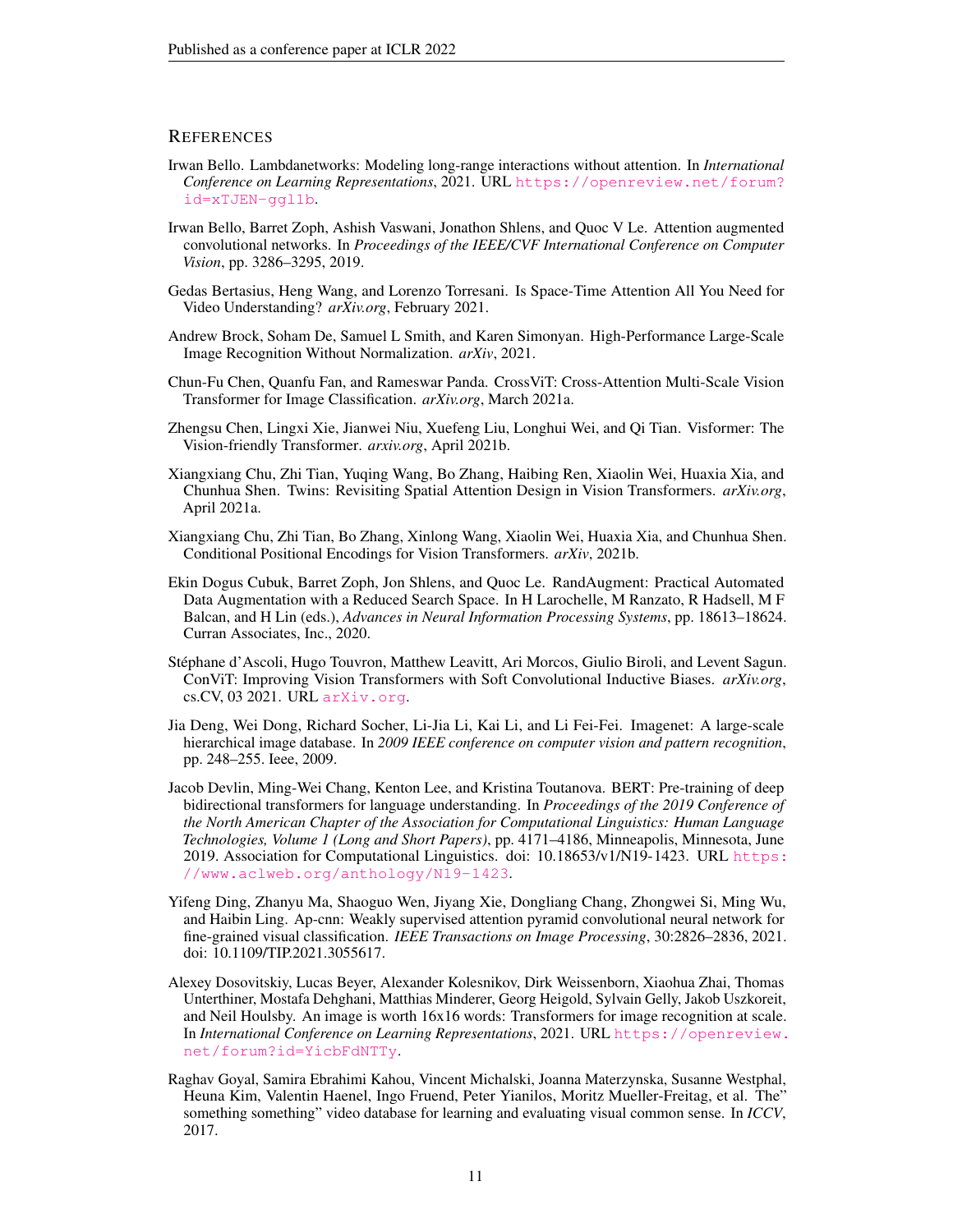## REFERENCES

Irwan Bello. Lambdanetworks: Modeling long-range interactions without attention. In *International Conference on Learning Representations*, 2021. URL https://openreview.net/forum?id=xTJEN-ggl1b.

Irwan Bello, Barret Zoph, Ashish Vaswani, Jonathon Shlens, and Quoc V Le. Attention augmented convolutional networks. In *Proceedings of the IEEE/CVF International Conference on Computer Vision*, pp. 3286–3295, 2019.

Gedas Bertasius, Heng Wang, and Lorenzo Torresani. Is Space-Time Attention All You Need for Video Understanding? *arXiv.org*, February 2021.

Andrew Brock, Soham De, Samuel L Smith, and Karen Simonyan. High-Performance Large-Scale Image Recognition Without Normalization. *arXiv*, 2021.

Chun-Fu Chen, Quanfu Fan, and Rameswar Panda. CrossViT: Cross-Attention Multi-Scale Vision Transformer for Image Classification. *arXiv.org*, March 2021a.

Zhengsu Chen, Lingxi Xie, Jianwei Niu, Xuefeng Liu, Longhui Wei, and Qi Tian. Visformer: The Vision-friendly Transformer. *arxiv.org*, April 2021b.

Xiangxiang Chu, Zhi Tian, Yuqing Wang, Bo Zhang, Haibing Ren, Xiaolin Wei, Huaxia Xia, and Chunhua Shen. Twins: Revisiting Spatial Attention Design in Vision Transformers. *arXiv.org*, April 2021a.

Xiangxiang Chu, Zhi Tian, Bo Zhang, Xinlong Wang, Xiaolin Wei, Huaxia Xia, and Chunhua Shen. Conditional Positional Encodings for Vision Transformers. *arXiv*, 2021b.

Ekin Dogus Cubuk, Barret Zoph, Jon Shlens, and Quoc Le. RandAugment: Practical Automated Data Augmentation with a Reduced Search Space. In H Larochelle, M Ranzato, R Hadsell, M F Balcan, and H Lin (eds.), *Advances in Neural Information Processing Systems*, pp. 18613–18624. Curran Associates, Inc., 2020.

Stéphane d'Ascoli, Hugo Touvron, Matthew Leavitt, Ari Morcos, Giulio Biroli, and Levent Sagun. ConViT: Improving Vision Transformers with Soft Convolutional Inductive Biases. *arXiv.org*, cs.CV, 03 2021. URL arXiv.org.

Jia Deng, Wei Dong, Richard Socher, Li-Jia Li, Kai Li, and Li Fei-Fei. Imagenet: A large-scale hierarchical image database. In *2009 IEEE conference on computer vision and pattern recognition*, pp. 248–255. Ieee, 2009.

Jacob Devlin, Ming-Wei Chang, Kenton Lee, and Kristina Toutanova. BERT: Pre-training of deep bidirectional transformers for language understanding. In *Proceedings of the 2019 Conference of the North American Chapter of the Association for Computational Linguistics: Human Language Technologies, Volume 1 (Long and Short Papers)*, pp. 4171–4186, Minneapolis, Minnesota, June 2019. Association for Computational Linguistics. doi: 10.18653/v1/N19-1423. URL https://www.aclweb.org/anthology/N19-1423.

Yifeng Ding, Zhanyu Ma, Shaoguo Wen, Jiyang Xie, Dongliang Chang, Zhongwei Si, Ming Wu, and Haibin Ling. Ap-cnn: Weakly supervised attention pyramid convolutional neural network for fine-grained visual classification. *IEEE Transactions on Image Processing*, 30:2826–2836, 2021. doi: 10.1109/TIP.2021.3055617.

Alexey Dosovitskiy, Lucas Beyer, Alexander Kolesnikov, Dirk Weissenborn, Xiaohua Zhai, Thomas Unterthiner, Mostafa Dehghani, Matthias Minderer, Georg Heigold, Sylvain Gelly, Jakob Uszkoreit, and Neil Houlsby. An image is worth 16x16 words: Transformers for image recognition at scale. In *International Conference on Learning Representations*, 2021. URL https://openreview.net/forum?id=YicbFdNTTy.

Raghav Goyal, Samira Ebrahimi Kahou, Vincent Michalski, Joanna Materzynska, Susanne Westphal, Heuna Kim, Valentin Haenel, Ingo Fruend, Peter Yianilos, Moritz Mueller-Freitag, et al. The" something something" video database for learning and evaluating visual common sense. In *ICCV*, 2017.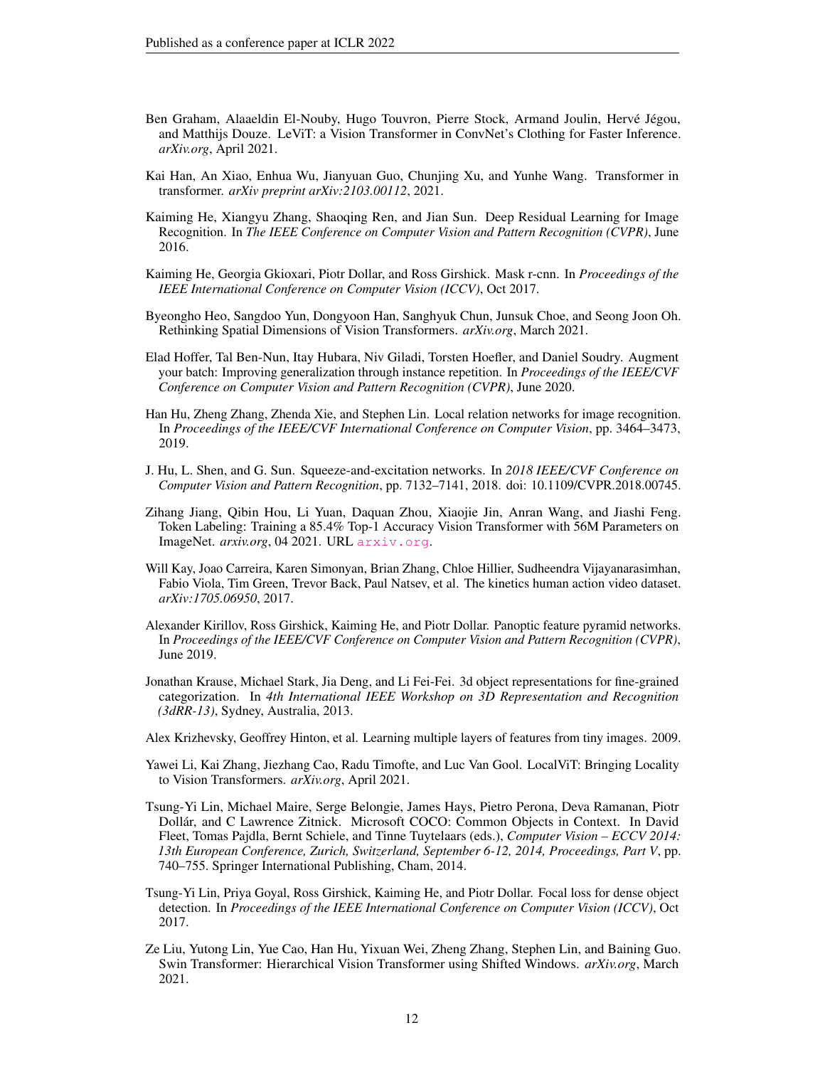Ben Graham, Alaaeldin El-Nouby, Hugo Touvron, Pierre Stock, Armand Joulin, Hervé Jégou, and Matthijs Douze. LeViT: a Vision Transformer in ConvNet's Clothing for Faster Inference. *arXiv.org*, April 2021.

Kai Han, An Xiao, Enhua Wu, Jianyuan Guo, Chunjing Xu, and Yunhe Wang. Transformer in transformer. *arXiv preprint arXiv:2103.00112*, 2021.

Kaiming He, Xiangyu Zhang, Shaoqing Ren, and Jian Sun. Deep Residual Learning for Image Recognition. In *The IEEE Conference on Computer Vision and Pattern Recognition (CVPR)*, June 2016.

Kaiming He, Georgia Gkioxari, Piotr Dollar, and Ross Girshick. Mask r-cnn. In *Proceedings of the IEEE International Conference on Computer Vision (ICCV)*, Oct 2017.

Byeongho Heo, Sangdoo Yun, Dongyoon Han, Sanghyuk Chun, Junsuk Choe, and Seong Joon Oh. Rethinking Spatial Dimensions of Vision Transformers. *arXiv.org*, March 2021.

Elad Hoffer, Tal Ben-Nun, Itay Hubara, Niv Giladi, Torsten Hoefler, and Daniel Soudry. Augment your batch: Improving generalization through instance repetition. In *Proceedings of the IEEE/CVF Conference on Computer Vision and Pattern Recognition (CVPR)*, June 2020.

Han Hu, Zheng Zhang, Zhenda Xie, and Stephen Lin. Local relation networks for image recognition. In *Proceedings of the IEEE/CVF International Conference on Computer Vision*, pp. 3464–3473, 2019.

J. Hu, L. Shen, and G. Sun. Squeeze-and-excitation networks. In *2018 IEEE/CVF Conference on Computer Vision and Pattern Recognition*, pp. 7132–7141, 2018. doi: 10.1109/CVPR.2018.00745.

Zihang Jiang, Qibin Hou, Li Yuan, Daquan Zhou, Xiaojie Jin, Anran Wang, and Jiashi Feng. Token Labeling: Training a 85.4% Top-1 Accuracy Vision Transformer with 56M Parameters on ImageNet. *arxiv.org*, 04 2021. URL arxiv.org.

Will Kay, Joao Carreira, Karen Simonyan, Brian Zhang, Chloe Hillier, Sudheendra Vijayanarasimhan, Fabio Viola, Tim Green, Trevor Back, Paul Natsev, et al. The kinetics human action video dataset. *arXiv:1705.06950*, 2017.

Alexander Kirillov, Ross Girshick, Kaiming He, and Piotr Dollar. Panoptic feature pyramid networks. In *Proceedings of the IEEE/CVF Conference on Computer Vision and Pattern Recognition (CVPR)*, June 2019.

Jonathan Krause, Michael Stark, Jia Deng, and Li Fei-Fei. 3d object representations for fine-grained categorization. In *4th International IEEE Workshop on 3D Representation and Recognition (3dRR-13)*, Sydney, Australia, 2013.

Alex Krizhevsky, Geoffrey Hinton, et al. Learning multiple layers of features from tiny images. 2009.

Yawei Li, Kai Zhang, Jiezhang Cao, Radu Timofte, and Luc Van Gool. LocalViT: Bringing Locality to Vision Transformers. *arXiv.org*, April 2021.

Tsung-Yi Lin, Michael Maire, Serge Belongie, James Hays, Pietro Perona, Deva Ramanan, Piotr Dollár, and C Lawrence Zitnick. Microsoft COCO: Common Objects in Context. In David Fleet, Tomas Pajdla, Bernt Schiele, and Tinne Tuytelaars (eds.), *Computer Vision – ECCV 2014: 13th European Conference, Zurich, Switzerland, September 6-12, 2014, Proceedings, Part V*, pp. 740–755. Springer International Publishing, Cham, 2014.

Tsung-Yi Lin, Priya Goyal, Ross Girshick, Kaiming He, and Piotr Dollar. Focal loss for dense object detection. In *Proceedings of the IEEE International Conference on Computer Vision (ICCV)*, Oct 2017.

Ze Liu, Yutong Lin, Yue Cao, Han Hu, Yixuan Wei, Zheng Zhang, Stephen Lin, and Baining Guo. Swin Transformer: Hierarchical Vision Transformer using Shifted Windows. *arXiv.org*, March 2021.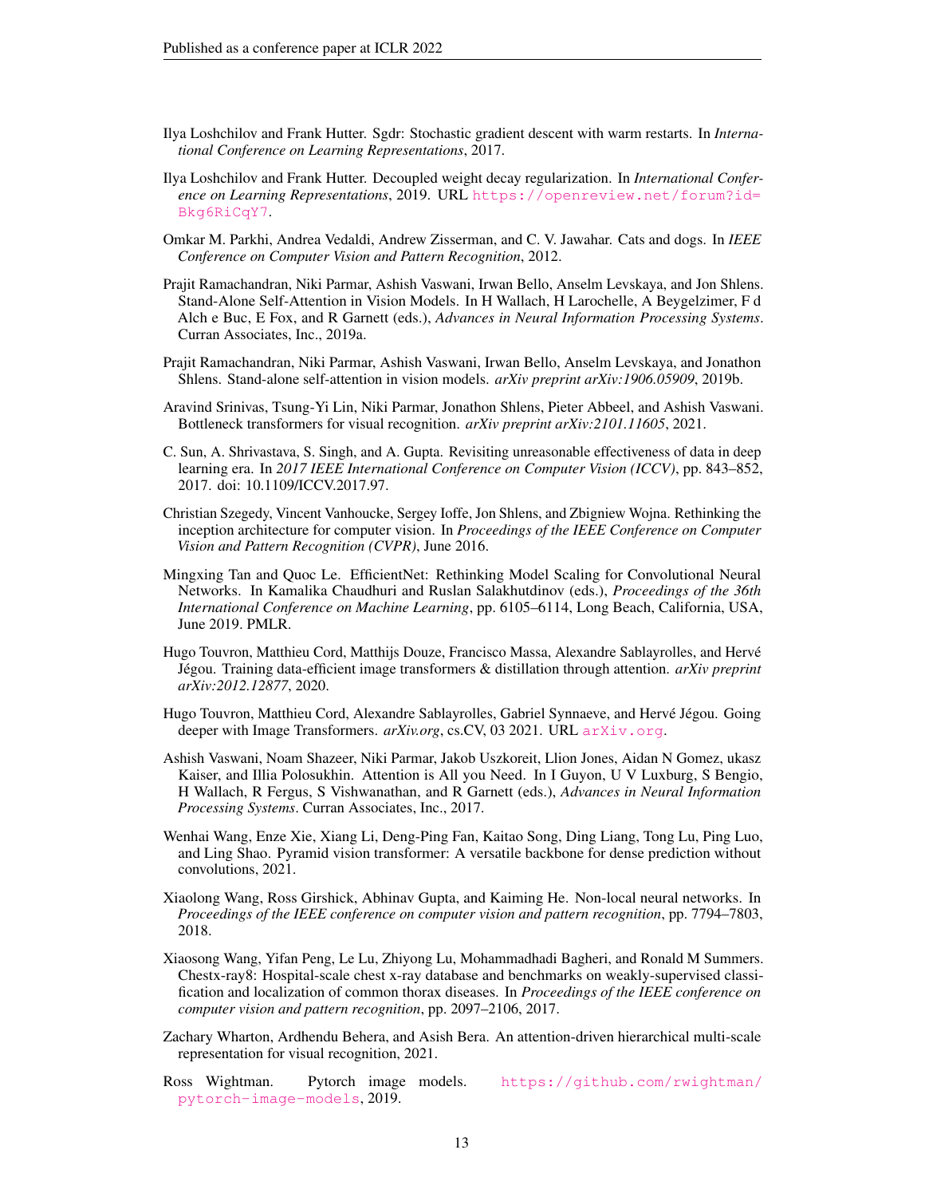Ilya Loshchilov and Frank Hutter. Sgdr: Stochastic gradient descent with warm restarts. In *International Conference on Learning Representations*, 2017.

Ilya Loshchilov and Frank Hutter. Decoupled weight decay regularization. In *International Conference on Learning Representations*, 2019. URL https://openreview.net/forum?id=Bkg6RiCqY7.

Omkar M. Parkhi, Andrea Vedaldi, Andrew Zisserman, and C. V. Jawahar. Cats and dogs. In *IEEE Conference on Computer Vision and Pattern Recognition*, 2012.

Prajit Ramachandran, Niki Parmar, Ashish Vaswani, Irwan Bello, Anselm Levskaya, and Jon Shlens. Stand-Alone Self-Attention in Vision Models. In H Wallach, H Larochelle, A Beygelzimer, F d Alch e Buc, E Fox, and R Garnett (eds.), *Advances in Neural Information Processing Systems*. Curran Associates, Inc., 2019a.

Prajit Ramachandran, Niki Parmar, Ashish Vaswani, Irwan Bello, Anselm Levskaya, and Jonathon Shlens. Stand-alone self-attention in vision models. *arXiv preprint arXiv:1906.05909*, 2019b.

Aravind Srinivas, Tsung-Yi Lin, Niki Parmar, Jonathon Shlens, Pieter Abbeel, and Ashish Vaswani. Bottleneck transformers for visual recognition. *arXiv preprint arXiv:2101.11605*, 2021.

C. Sun, A. Shrivastava, S. Singh, and A. Gupta. Revisiting unreasonable effectiveness of data in deep learning era. In *2017 IEEE International Conference on Computer Vision (ICCV)*, pp. 843–852, 2017. doi: 10.1109/ICCV.2017.97.

Christian Szegedy, Vincent Vanhoucke, Sergey Ioffe, Jon Shlens, and Zbigniew Wojna. Rethinking the inception architecture for computer vision. In *Proceedings of the IEEE Conference on Computer Vision and Pattern Recognition (CVPR)*, June 2016.

Mingxing Tan and Quoc Le. EfficientNet: Rethinking Model Scaling for Convolutional Neural Networks. In Kamalika Chaudhuri and Ruslan Salakhutdinov (eds.), *Proceedings of the 36th International Conference on Machine Learning*, pp. 6105–6114, Long Beach, California, USA, June 2019. PMLR.

Hugo Touvron, Matthieu Cord, Matthijs Douze, Francisco Massa, Alexandre Sablayrolles, and Hervé Jégou. Training data-efficient image transformers & distillation through attention. *arXiv preprint arXiv:2012.12877*, 2020.

Hugo Touvron, Matthieu Cord, Alexandre Sablayrolles, Gabriel Synnaeve, and Hervé Jégou. Going deeper with Image Transformers. *arXiv.org*, cs.CV, 03 2021. URL arXiv.org.

Ashish Vaswani, Noam Shazeer, Niki Parmar, Jakob Uszkoreit, Llion Jones, Aidan N Gomez, ukasz Kaiser, and Illia Polosukhin. Attention is All you Need. In I Guyon, U V Luxburg, S Bengio, H Wallach, R Fergus, S Vishwanathan, and R Garnett (eds.), *Advances in Neural Information Processing Systems*. Curran Associates, Inc., 2017.

Wenhai Wang, Enze Xie, Xiang Li, Deng-Ping Fan, Kaitao Song, Ding Liang, Tong Lu, Ping Luo, and Ling Shao. Pyramid vision transformer: A versatile backbone for dense prediction without convolutions, 2021.

Xiaolong Wang, Ross Girshick, Abhinav Gupta, and Kaiming He. Non-local neural networks. In *Proceedings of the IEEE conference on computer vision and pattern recognition*, pp. 7794–7803, 2018.

Xiaosong Wang, Yifan Peng, Le Lu, Zhiyong Lu, Mohammadhadi Bagheri, and Ronald M Summers. Chestx-ray8: Hospital-scale chest x-ray database and benchmarks on weakly-supervised classification and localization of common thorax diseases. In *Proceedings of the IEEE conference on computer vision and pattern recognition*, pp. 2097–2106, 2017.

Zachary Wharton, Ardhendu Behera, and Asish Bera. An attention-driven hierarchical multi-scale representation for visual recognition, 2021.

Ross Wightman. Pytorch image models. https://github.com/rwightman/pytorch-image-models, 2019.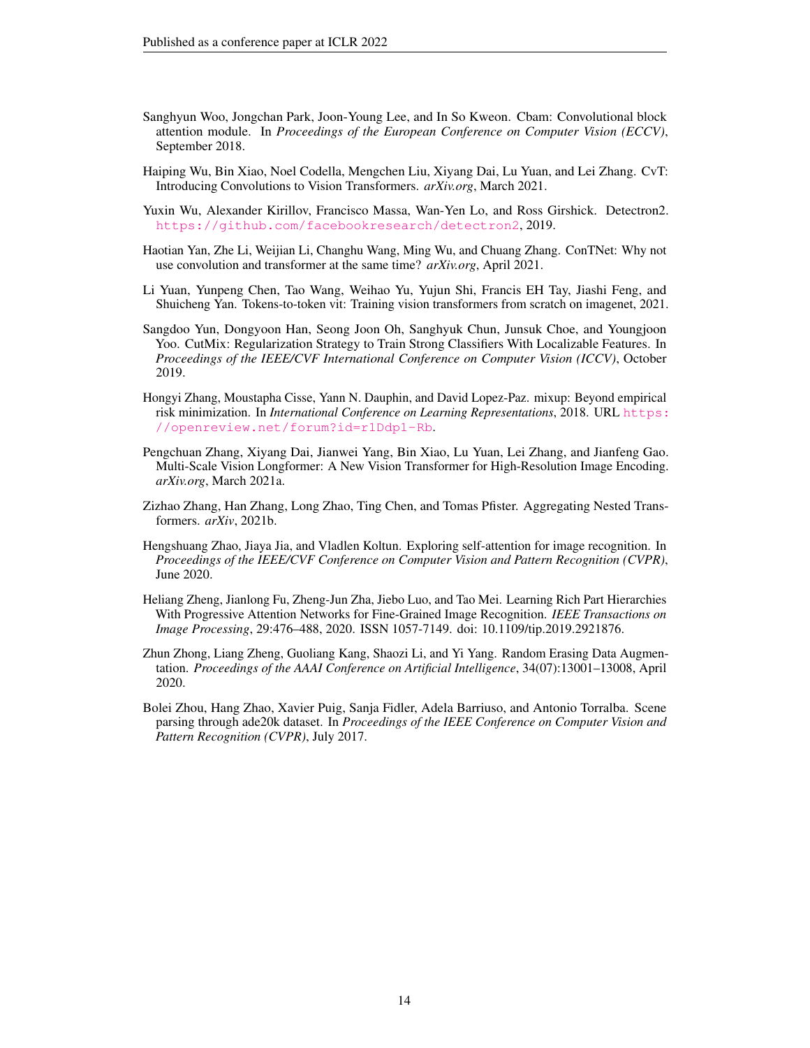Sanghyun Woo, Jongchan Park, Joon-Young Lee, and In So Kweon. Cbam: Convolutional block attention module. In *Proceedings of the European Conference on Computer Vision (ECCV)*, September 2018.

Haiping Wu, Bin Xiao, Noel Codella, Mengchen Liu, Xiyang Dai, Lu Yuan, and Lei Zhang. CvT: Introducing Convolutions to Vision Transformers. *arXiv.org*, March 2021.

Yuxin Wu, Alexander Kirillov, Francisco Massa, Wan-Yen Lo, and Ross Girshick. Detectron2. https://github.com/facebookresearch/detectron2, 2019.

Haotian Yan, Zhe Li, Weijian Li, Changhu Wang, Ming Wu, and Chuang Zhang. ConTNet: Why not use convolution and transformer at the same time? *arXiv.org*, April 2021.

Li Yuan, Yunpeng Chen, Tao Wang, Weihao Yu, Yujun Shi, Francis EH Tay, Jiashi Feng, and Shuicheng Yan. Tokens-to-token vit: Training vision transformers from scratch on imagenet, 2021.

Sangdoo Yun, Dongyoon Han, Seong Joon Oh, Sanghyuk Chun, Junsuk Choe, and Youngjoon Yoo. CutMix: Regularization Strategy to Train Strong Classifiers With Localizable Features. In *Proceedings of the IEEE/CVF International Conference on Computer Vision (ICCV)*, October 2019.

Hongyi Zhang, Moustapha Cisse, Yann N. Dauphin, and David Lopez-Paz. mixup: Beyond empirical risk minimization. In *International Conference on Learning Representations*, 2018. URL https://openreview.net/forum?id=r1Ddp1-Rb.

Pengchuan Zhang, Xiyang Dai, Jianwei Yang, Bin Xiao, Lu Yuan, Lei Zhang, and Jianfeng Gao. Multi-Scale Vision Longformer: A New Vision Transformer for High-Resolution Image Encoding. *arXiv.org*, March 2021a.

Zizhao Zhang, Han Zhang, Long Zhao, Ting Chen, and Tomas Pfister. Aggregating Nested Transformers. *arXiv*, 2021b.

Hengshuang Zhao, Jiaya Jia, and Vladlen Koltun. Exploring self-attention for image recognition. In *Proceedings of the IEEE/CVF Conference on Computer Vision and Pattern Recognition (CVPR)*, June 2020.

Heliang Zheng, Jianlong Fu, Zheng-Jun Zha, Jiebo Luo, and Tao Mei. Learning Rich Part Hierarchies With Progressive Attention Networks for Fine-Grained Image Recognition. *IEEE Transactions on Image Processing*, 29:476–488, 2020. ISSN 1057-7149. doi: 10.1109/tip.2019.2921876.

Zhun Zhong, Liang Zheng, Guoliang Kang, Shaozi Li, and Yi Yang. Random Erasing Data Augmentation. *Proceedings of the AAAI Conference on Artificial Intelligence*, 34(07):13001–13008, April 2020.

Bolei Zhou, Hang Zhao, Xavier Puig, Sanja Fidler, Adela Barriuso, and Antonio Torralba. Scene parsing through ade20k dataset. In *Proceedings of the IEEE Conference on Computer Vision and Pattern Recognition (CVPR)*, July 2017.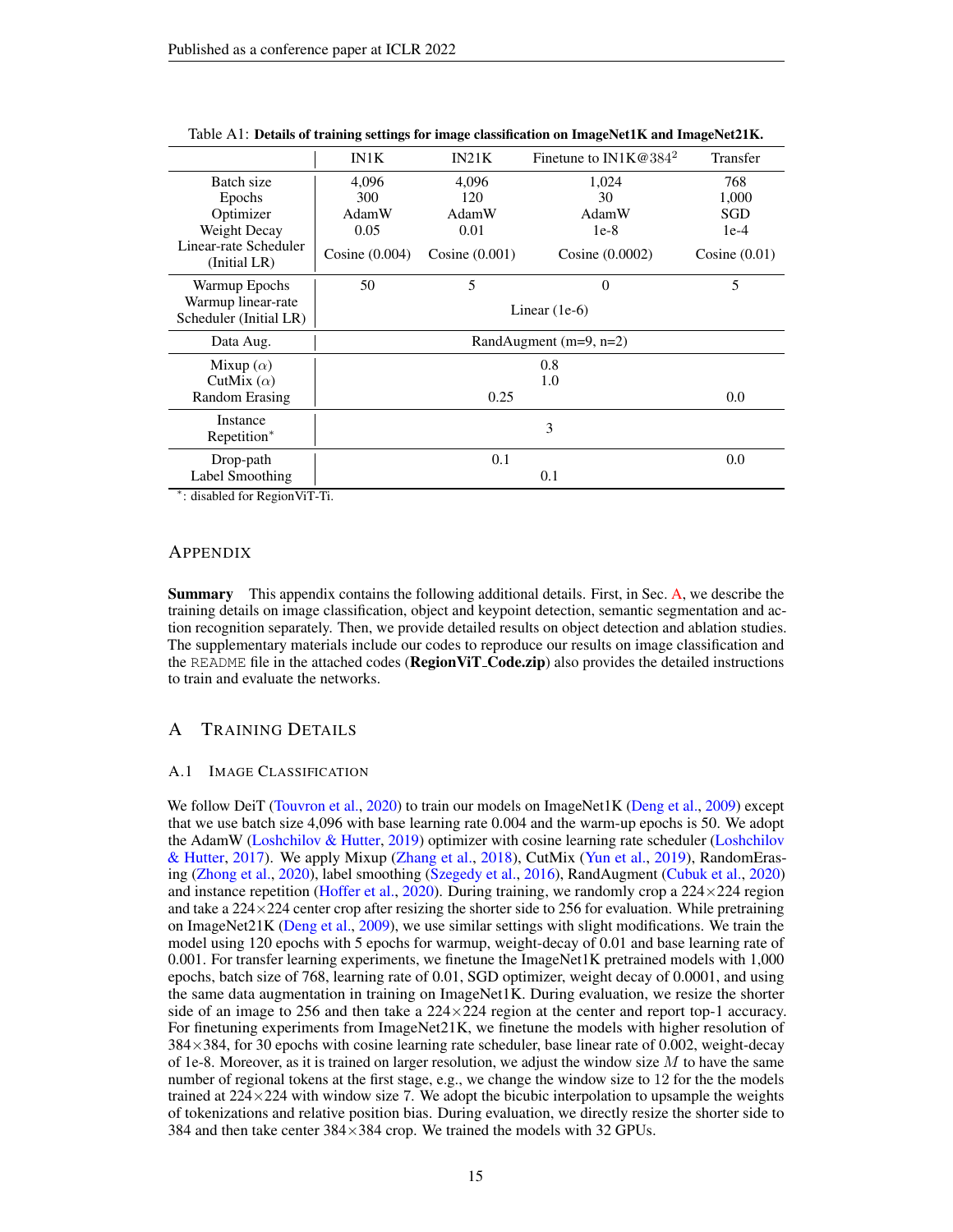Table A1: **Details of training settings for image classification on ImageNet1K and ImageNet21K.**

| | IN1K | IN21K | Finetune to IN1K@384[2] | Transfer |
|---|---|---|---|---|
| Batch size | 4,096 | 4,096 | 1,024 | 768 |
| Epochs | 300 | 120 | 30 | 1,000 |
| Optimizer | AdamW | AdamW | AdamW | SGD |
| Weight Decay | 0.05 | 0.01 | 1e-8 | 1e-4 |
| Linear-rate Scheduler (Initial LR) | Cosine (0.004) | Cosine (0.001) | Cosine (0.0002) | Cosine (0.01) |
| Warmup Epochs | 50 | 5 | 0 | 5 |
| Warmup linear-rate Scheduler (Initial LR) | Linear (1e-6) | | | |
| Data Aug. | RandAugment (m=9, n=2) | | | |
| Mixup ($\alpha$) | 0.8 | | | |
| CutMix ($\alpha$) | 1.0 | | | |
| Random Erasing | 0.25 | | | 0.0 |
| Instance Repetition* | 3 | | | |
| Drop-path | 0.1 | | | 0.0 |
| Label Smoothing | 0.1 | | | |

*: disabled for RegionViT-Ti.

# Appendix

**Summary** This appendix contains the following additional details. First, in Sec. A, we describe the training details on image classification, object and keypoint detection, semantic segmentation and action recognition separately. Then, we provide detailed results on object detection and ablation studies. The supplementary materials include our codes to reproduce our results on image classification and the README file in the attached codes (**RegionViT_Code.zip**) also provides the detailed instructions to train and evaluate the networks.

## A Training Details

### A.1 Image Classification

We follow DeiT (Touvron et al., 2020) to train our models on ImageNet1K (Deng et al., 2009) except that we use batch size 4,096 with base learning rate 0.004 and the warm-up epochs is 50. We adopt the AdamW (Loshchilov & Hutter, 2019) optimizer with cosine learning rate scheduler (Loshchilov & Hutter, 2017). We apply Mixup (Zhang et al., 2018), CutMix (Yun et al., 2019), RandomErasing (Zhong et al., 2020), label smoothing (Szegedy et al., 2016), RandAugment (Cubuk et al., 2020) and instance repetition (Hoffer et al., 2020). During training, we randomly crop a 224×224 region and take a 224×224 center crop after resizing the shorter side to 256 for evaluation. While pretraining on ImageNet21K (Deng et al., 2009), we use similar settings with slight modifications. We train the model using 120 epochs with 5 epochs for warmup, weight-decay of 0.01 and base learning rate of 0.001. For transfer learning experiments, we finetune the ImageNet1K pretrained models with 1,000 epochs, batch size of 768, learning rate of 0.01, SGD optimizer, weight decay of 0.0001, and using the same data augmentation in training on ImageNet1K. During evaluation, we resize the shorter side of an image to 256 and then take a 224×224 region at the center and report top-1 accuracy. For finetuning experiments from ImageNet21K, we finetune the models with higher resolution of 384×384, for 30 epochs with cosine learning rate scheduler, base linear rate of 0.002, weight-decay of 1e-8. Moreover, as it is trained on larger resolution, we adjust the window size $M$ to have the same number of regional tokens at the first stage, e.g., we change the window size to 12 for the the models trained at 224×224 with window size 7. We adopt the bicubic interpolation to upsample the weights of tokenizations and relative position bias. During evaluation, we directly resize the shorter side to 384 and then take center 384×384 crop. We trained the models with 32 GPUs.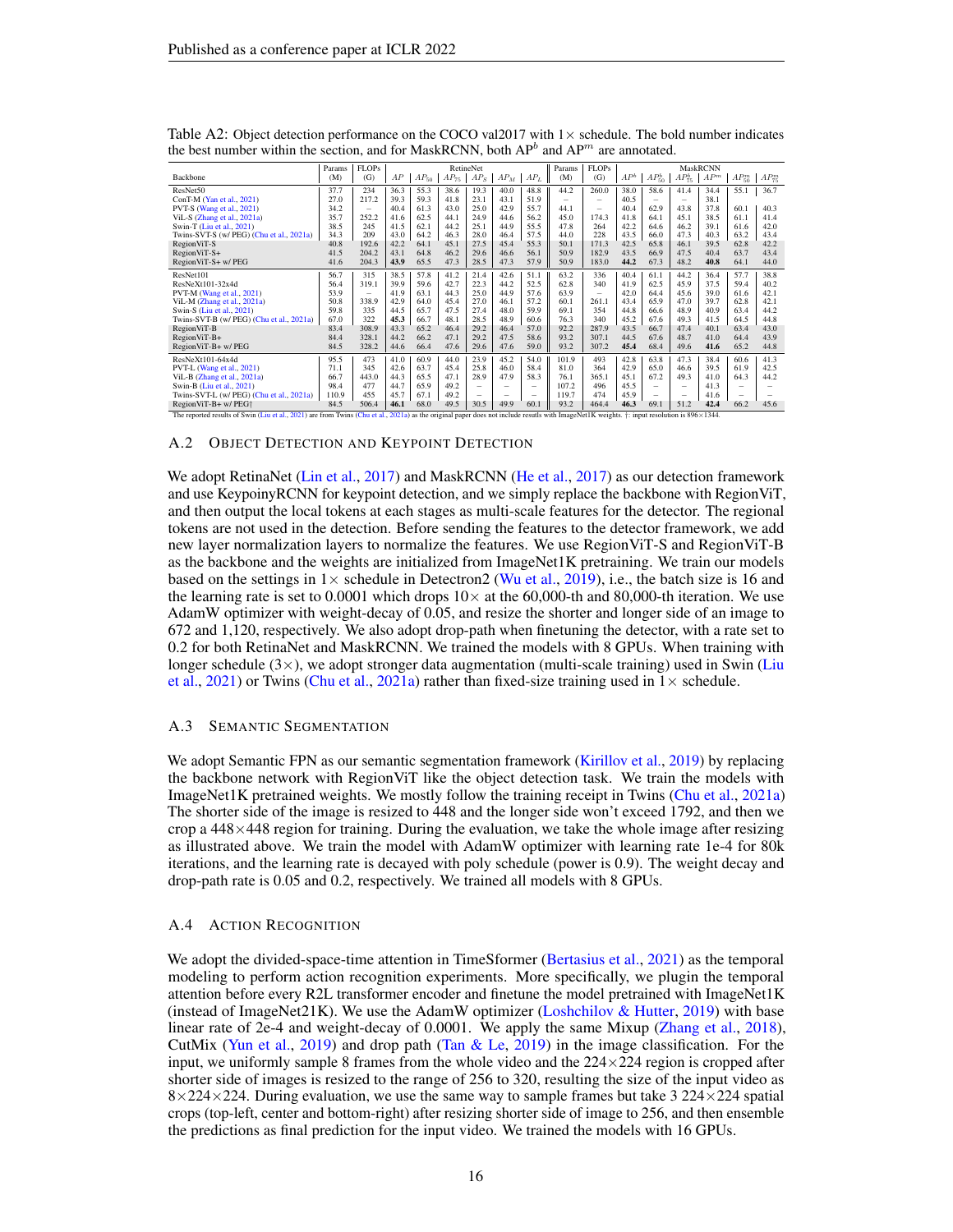Table A2: Object detection performance on the COCO val2017 with 1× schedule. The bold number indicates the best number within the section, and for MaskRCNN, both $AP^b$ and $AP^m$ are annotated.

| Backbone | Params (M) | FLOPs (G) | RetineNet $AP$ | $AP_{50}$ | $AP_{75}$ | $AP_S$ | $AP_M$ | $AP_L$ | Params (M) | FLOPs (G) | MaskRCNN $AP^b$ | $AP^b_{50}$ | $AP^b_{75}$ | $AP^m$ | $AP^m_{50}$ | $AP^m_{75}$ |
|---|---|---|---|---|---|---|---|---|---|---|---|---|---|---|---|---|
| ResNet50 | 37.7 | 234 | 36.3 | 55.3 | 38.6 | 19.3 | 40.0 | 48.8 | 44.2 | 260.0 | 38.0 | 58.6 | 41.4 | 34.4 | 55.1 | 36.7 |
| ConT-M (Yan et al., 2021) | 27.0 | 217.2 | 39.3 | 59.3 | 41.8 | 23.1 | 43.1 | 51.9 | – | – | 40.5 | – | – | 38.1 | | |
| PVT-S (Wang et al., 2021) | 34.2 | – | 40.4 | 61.3 | 43.0 | 25.0 | 42.9 | 55.7 | 44.1 | – | 40.4 | 62.9 | 43.8 | 37.8 | 60.1 | 40.3 |
| ViL-S (Zhang et al., 2021a) | 35.7 | 252.2 | 41.6 | 62.5 | 44.1 | 24.9 | 44.6 | 56.2 | 45.0 | 174.3 | 41.8 | 64.1 | 45.1 | 38.5 | 61.1 | 41.4 |
| Swin-T (Liu et al., 2021) | 38.5 | 245 | 41.5 | 62.1 | 44.2 | 25.1 | 44.9 | 55.5 | 47.8 | 264 | 42.2 | 64.6 | 46.2 | 39.1 | 61.6 | 42.0 |
| Twins-SVT-S (w/ PEG) (Chu et al., 2021a) | 34.3 | 209 | 43.0 | 64.2 | 46.3 | 28.0 | 46.4 | 57.5 | 44.0 | 228 | 43.5 | 66.0 | 47.3 | 40.3 | 63.2 | 43.4 |
| RegionViT-S | 40.8 | 192.6 | 42.2 | 64.1 | 45.1 | 27.5 | 45.4 | 55.3 | 50.1 | 171.3 | 42.5 | 65.8 | 46.1 | 39.5 | 62.8 | 42.2 |
| RegionViT-S+ | 41.5 | 204.2 | 43.1 | 64.8 | 46.2 | 29.6 | 46.6 | 56.1 | 50.9 | 182.9 | 43.5 | 66.9 | 47.5 | 40.4 | 63.7 | 43.4 |
| RegionViT-S+ w/ PEG | 41.6 | 204.3 | **43.9** | 65.5 | 47.3 | 28.5 | 47.3 | 57.9 | 50.9 | 183.0 | **44.2** | 67.3 | 48.2 | **40.8** | 64.1 | 44.0 |
| ResNet101 | 56.7 | 315 | 38.5 | 57.8 | 41.2 | 21.4 | 42.6 | 51.1 | 63.2 | 336 | 40.4 | 61.1 | 44.2 | 36.4 | 57.7 | 38.8 |
| ResNeXt101-32x4d | 56.4 | 319.1 | 39.9 | 59.6 | 42.7 | 22.3 | 44.2 | 52.5 | 62.8 | 340 | 41.9 | 62.5 | 45.9 | 37.5 | 59.4 | 40.2 |
| PVT-M (Wang et al., 2021) | 53.9 | – | 41.9 | 63.1 | 44.3 | 25.0 | 44.9 | 57.6 | 63.9 | – | 42.0 | 64.4 | 45.6 | 39.0 | 61.6 | 42.1 |
| ViL-M (Zhang et al., 2021a) | 50.8 | 338.9 | 42.9 | 64.0 | 45.4 | 27.0 | 46.1 | 57.2 | 60.1 | 261.1 | 43.4 | 65.9 | 47.0 | 39.7 | 62.8 | 42.1 |
| Swin-S (Liu et al., 2021) | 59.8 | 335 | 44.5 | 65.7 | 47.5 | 27.4 | 48.0 | 59.9 | 69.1 | 354 | 44.8 | 66.6 | 48.9 | 40.9 | 63.4 | 44.2 |
| Twins-SVT-B (w/ PEG) (Chu et al., 2021a) | 67.0 | 322 | **45.3** | 66.7 | 48.1 | 28.5 | 48.9 | 60.6 | 76.3 | 340 | 45.2 | 67.6 | 49.3 | 41.5 | 64.5 | 44.8 |
| RegionViT-B | 83.4 | 308.9 | 43.3 | 65.2 | 46.4 | 29.2 | 46.4 | 57.0 | 92.2 | 287.9 | 43.5 | 66.7 | 47.4 | 40.1 | 63.4 | 43.0 |
| RegionViT-B+ | 84.4 | 328.1 | 44.2 | 66.2 | 47.1 | 29.2 | 47.5 | 58.6 | 93.2 | 307.1 | 44.5 | 67.6 | 48.7 | 41.0 | 64.4 | 43.9 |
| RegionViT-B+ w/ PEG | 84.5 | 328.2 | 44.6 | 66.4 | 47.6 | 29.6 | 47.6 | 59.0 | 93.2 | 307.2 | **45.4** | 68.4 | 49.6 | **41.6** | 65.2 | 44.8 |
| ResNeXt101-64x4d | 95.5 | 473 | 41.0 | 60.9 | 44.0 | 23.9 | 45.2 | 54.0 | 101.9 | 493 | 42.8 | 63.8 | 47.3 | 38.4 | 60.6 | 41.3 |
| PVT-L (Wang et al., 2021) | 71.1 | 345 | 42.6 | 63.7 | 45.4 | 25.8 | 46.0 | 58.4 | 81.0 | 364 | 42.9 | 65.0 | 46.6 | 39.5 | 61.9 | 42.5 |
| ViL-B (Zhang et al., 2021a) | 66.7 | 443.0 | 44.3 | 65.5 | 47.1 | 28.9 | 47.9 | 58.3 | 76.1 | 365.1 | 45.1 | 67.2 | 49.3 | 41.0 | 64.3 | 44.2 |
| Swin-B (Liu et al., 2021) | 98.4 | 477 | 44.7 | 65.9 | 49.2 | – | – | – | 107.2 | 496 | 45.5 | – | – | 41.3 | – | – |
| Twins-SVT-L (w/ PEG) (Chu et al., 2021a) | 110.9 | 455 | 45.7 | 67.1 | 49.2 | – | – | – | 119.7 | 474 | 45.9 | – | – | 41.6 | – | – |
| RegionViT-B+ w/ PEG† | 84.5 | 506.4 | **46.1** | 68.0 | 49.5 | 30.5 | 49.9 | 60.1 | 93.2 | 464.4 | **46.3** | 69.1 | 51.2 | **42.4** | 66.2 | 45.6 |

The reported results of Swin (Liu et al., 2021) are from Twins (Chu et al., 2021a) as the original paper does not include results with ImageNet1K weights. †: input resolution is 896×1344.

## A.2 Object Detection and Keypoint Detection

We adopt RetinaNet (Lin et al., 2017) and MaskRCNN (He et al., 2017) as our detection framework and use KeypoinyRCNN for keypoint detection, and we simply replace the backbone with RegionViT, and then output the local tokens at each stages as multi-scale features for the detector. The regional tokens are not used in the detection. Before sending the features to the detector framework, we add new layer normalization layers to normalize the features. We use RegionViT-S and RegionViT-B as the backbone and the weights are initialized from ImageNet1K pretraining. We train our models based on the settings in 1× schedule in Detectron2 (Wu et al., 2019), i.e., the batch size is 16 and the learning rate is set to 0.0001 which drops 10× at the 60,000-th and 80,000-th iteration. We use AdamW optimizer with weight-decay of 0.05, and resize the shorter and longer side of an image to 672 and 1,120, respectively. We also adopt drop-path when finetuning the detector, with a rate set to 0.2 for both RetinaNet and MaskRCNN. We trained the models with 8 GPUs. When training with longer schedule (3×), we adopt stronger data augmentation (multi-scale training) used in Swin (Liu et al., 2021) or Twins (Chu et al., 2021a) rather than fixed-size training used in 1× schedule.

## A.3 Semantic Segmentation

We adopt Semantic FPN as our semantic segmentation framework (Kirillov et al., 2019) by replacing the backbone network with RegionViT like the object detection task. We train the models with ImageNet1K pretrained weights. We mostly follow the training receipt in Twins (Chu et al., 2021a) The shorter side of the image is resized to 448 and the longer side won't exceed 1792, and then we crop a 448×448 region for training. During the evaluation, we take the whole image after resizing as illustrated above. We train the model with AdamW optimizer with learning rate 1e-4 for 80k iterations, and the learning rate is decayed with poly schedule (power is 0.9). The weight decay and drop-path rate is 0.05 and 0.2, respectively. We trained all models with 8 GPUs.

## A.4 Action Recognition

We adopt the divided-space-time attention in TimeSformer (Bertasius et al., 2021) as the temporal modeling to perform action recognition experiments. More specifically, we plugin the temporal attention before every R2L transformer encoder and finetune the model pretrained with ImageNet1K (instead of ImageNet21K). We use the AdamW optimizer (Loshchilov & Hutter, 2019) with base linear rate of 2e-4 and weight-decay of 0.0001. We apply the same Mixup (Zhang et al., 2018), CutMix (Yun et al., 2019) and drop path (Tan & Le, 2019) in the image classification. For the input, we uniformly sample 8 frames from the whole video and the 224×224 region is cropped after shorter side of images is resized to the range of 256 to 320, resulting the size of the input video as 8×224×224. During evaluation, we use the same way to sample frames but take 3 224×224 spatial crops (top-left, center and bottom-right) after resizing shorter side of image to 256, and then ensemble the predictions as final prediction for the input video. We trained the models with 16 GPUs.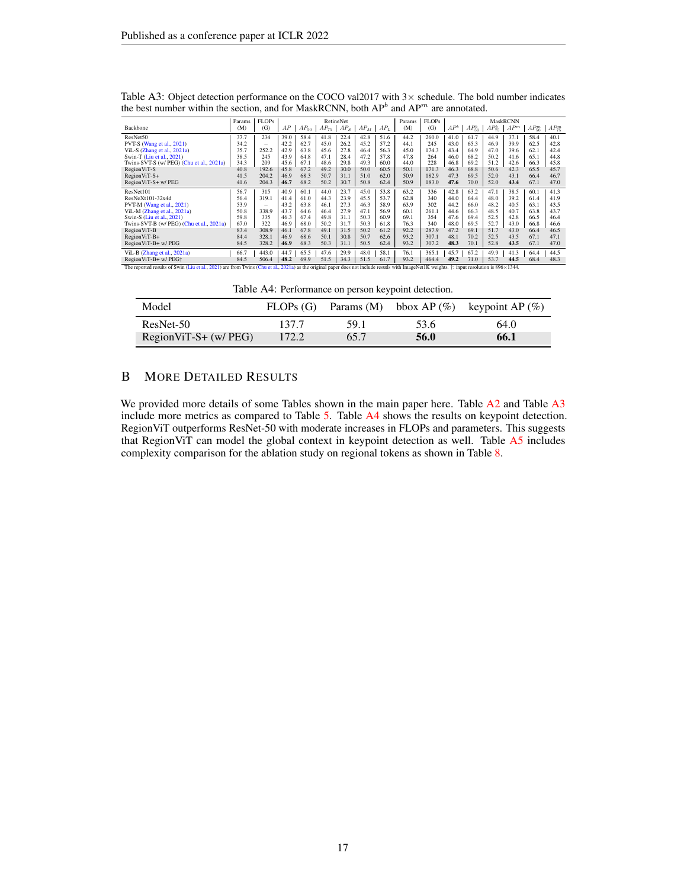Table A3: Object detection performance on the COCO val2017 with 3× schedule. The bold number indicates the best number within the section, and for MaskRCNN, both $AP^b$ and $AP^m$ are annotated.

| Backbone | RetinaNet Params (M) | FLOPs (G) | $AP$ | $AP_{50}$ | $AP_{75}$ | $AP_S$ | $AP_M$ | $AP_L$ | MaskRCNN Params (M) | FLOPs (G) | $AP^b$ | $AP^b_{50}$ | $AP^b_{75}$ | $AP^m$ | $AP^m_{50}$ | $AP^m_{75}$ |
|---|---|---|---|---|---|---|---|---|---|---|---|---|---|---|---|---|
| ResNet50 | 37.7 | 234 | 39.0 | 58.4 | 41.8 | 22.4 | 42.8 | 51.6 | 44.2 | 260.0 | 41.0 | 61.7 | 44.9 | 37.1 | 58.4 | 40.1 |
| PVT-S (Wang et al., 2021) | 34.2 | – | 42.2 | 62.7 | 45.0 | 26.2 | 45.2 | 57.2 | 44.1 | 245 | 43.0 | 65.3 | 46.9 | 39.9 | 62.5 | 42.8 |
| ViL-S (Zhang et al., 2021a) | 35.7 | 252.2 | 42.9 | 63.8 | 45.6 | 27.8 | 46.4 | 56.3 | 45.0 | 174.3 | 43.4 | 64.9 | 47.0 | 39.6 | 62.1 | 42.4 |
| Swin-T (Liu et al., 2021) | 38.5 | 245 | 43.9 | 64.8 | 47.1 | 28.4 | 47.2 | 57.8 | 47.8 | 264 | 46.0 | 68.2 | 50.2 | 41.6 | 65.1 | 44.8 |
| Twins-SVT-S (w/ PEG) (Chu et al., 2021a) | 34.3 | 209 | 45.6 | 67.1 | 48.6 | 29.8 | 49.3 | 60.0 | 44.0 | 228 | 46.8 | 69.2 | 51.2 | 42.6 | 66.3 | 45.8 |
| RegionViT-S | 40.8 | 192.6 | 45.8 | 67.2 | 49.2 | 30.0 | 50.0 | 60.5 | 50.1 | 171.3 | 46.3 | 68.8 | 50.6 | 42.3 | 65.5 | 45.7 |
| RegionViT-S+ | 41.5 | 204.2 | 46.9 | 68.3 | 50.7 | 31.1 | 51.0 | 62.0 | 50.9 | 182.9 | 47.3 | 69.5 | 52.0 | 43.1 | 66.4 | 46.7 |
| RegionViT-S+ w/ PEG | 41.6 | 204.3 | **46.7** | 68.2 | 50.2 | 30.7 | 50.8 | 62.4 | 50.9 | 183.0 | **47.6** | 70.0 | 52.0 | **43.4** | 67.1 | 47.0 |
| ResNet101 | 56.7 | 315 | 40.9 | 60.1 | 44.0 | 23.7 | 45.0 | 53.8 | 63.2 | 336 | 42.8 | 63.2 | 47.1 | 38.5 | 60.1 | 41.3 |
| ResNeXt101-32x4d | 56.4 | 319.1 | 41.4 | 61.0 | 44.3 | 23.9 | 45.5 | 53.7 | 62.8 | 340 | 44.0 | 64.4 | 48.0 | 39.2 | 61.4 | 41.9 |
| PVT-M (Wang et al., 2021) | 53.9 | – | 43.2 | 63.8 | 46.1 | 27.3 | 46.3 | 58.9 | 63.9 | 302 | 44.2 | 66.0 | 48.2 | 40.5 | 63.1 | 43.5 |
| ViL-M (Zhang et al., 2021a) | 50.8 | 338.9 | 43.7 | 64.6 | 46.4 | 27.9 | 47.1 | 56.9 | 60.1 | 261.1 | 44.6 | 66.3 | 48.5 | 40.7 | 63.8 | 43.7 |
| Swin-S (Liu et al., 2021) | 59.8 | 335 | 46.3 | 67.4 | 49.8 | 31.1 | 50.3 | 60.9 | 69.1 | 354 | 47.6 | 69.4 | 52.5 | 42.8 | 66.5 | 46.4 |
| Twins-SVT-B (w/ PEG) (Chu et al., 2021a) | 67.0 | 322 | 46.9 | 68.0 | 50.2 | 31.7 | 50.3 | 61.8 | 76.3 | 340 | 48.0 | 69.5 | 52.7 | 43.0 | 66.8 | 46.6 |
| RegionViT-B | 83.4 | 308.9 | 46.1 | 67.8 | 49.1 | 31.5 | 50.2 | 61.2 | 92.2 | 287.9 | 47.2 | 69.1 | 51.7 | 43.0 | 66.4 | 46.5 |
| RegionViT-B+ | 84.4 | 328.1 | 46.9 | 68.6 | 50.1 | 30.8 | 50.7 | 62.6 | 93.2 | 307.1 | 48.1 | 70.2 | 52.5 | 43.5 | 67.1 | 47.1 |
| RegionViT-B+ w/ PEG | 84.5 | 328.2 | **46.9** | 68.3 | 50.3 | 31.1 | 50.5 | 62.4 | 93.2 | 307.2 | **48.3** | 70.1 | 52.8 | **43.5** | 67.1 | 47.0 |
| ViL-B (Zhang et al., 2021a) | 66.7 | 443.0 | 44.7 | 65.5 | 47.6 | 29.9 | 48.0 | 58.1 | 76.1 | 365.1 | 45.7 | 67.2 | 49.9 | 41.3 | 64.4 | 44.5 |
| RegionViT-B+ w/ PEG† | 84.5 | 506.4 | **48.2** | 69.9 | 51.5 | 34.3 | 51.5 | 61.7 | 93.2 | 464.4 | **49.2** | 71.0 | 53.7 | **44.5** | 68.4 | 48.3 |

The reported results of Swin (Liu et al., 2021) are from Twins (Chu et al., 2021a) as the original paper does not include results with ImageNet1K weights. †: input resolution is 896×1344.

Table A4: Performance on person keypoint detection.

| Model | FLOPs (G) | Params (M) | bbox AP (%) | keypoint AP (%) |
|---|---|---|---|---|
| ResNet-50 | 137.7 | 59.1 | 53.6 | 64.0 |
| RegionViT-S+ (w/ PEG) | 172.2 | 65.7 | **56.0** | **66.1** |

# B More Detailed Results

We provided more details of some Tables shown in the main paper here. Table A2 and Table A3 include more metrics as compared to Table 5. Table A4 shows the results on keypoint detection. RegionViT outperforms ResNet-50 with moderate increases in FLOPs and parameters. This suggests that RegionViT can model the global context in keypoint detection as well. Table A5 includes complexity comparison for the ablation study on regional tokens as shown in Table 8.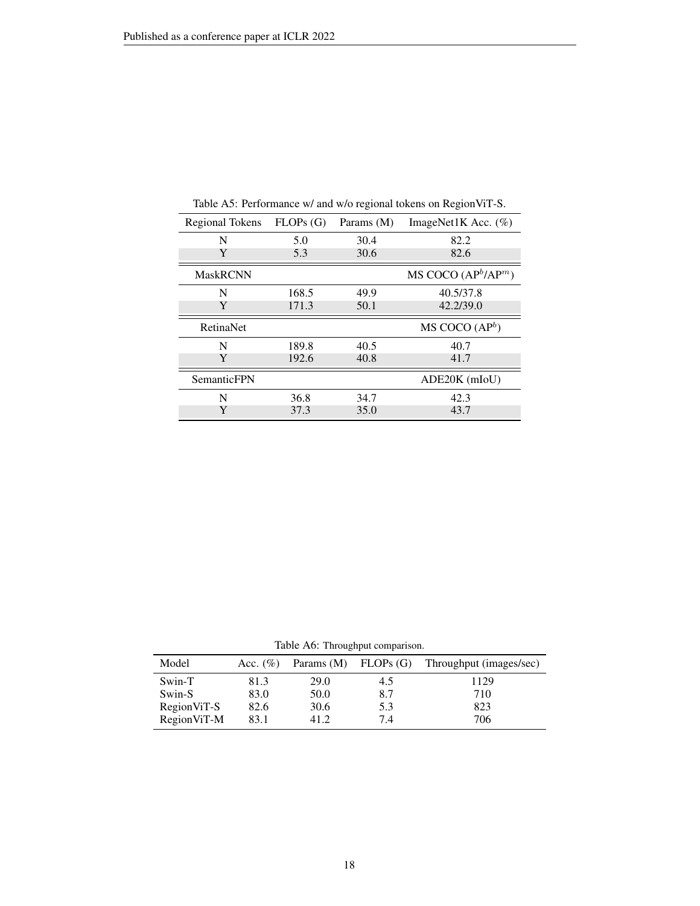Table A5: Performance w/ and w/o regional tokens on RegionViT-S.

| Regional Tokens | FLOPs (G) | Params (M) | ImageNet1K Acc. (%) |
|---|---|---|---|
| N | 5.0 | 30.4 | 82.2 |
| Y | 5.3 | 30.6 | 82.6 |
| MaskRCNN | | | MS COCO ($AP^b/AP^m$) |
| N | 168.5 | 49.9 | 40.5/37.8 |
| Y | 171.3 | 50.1 | 42.2/39.0 |
| RetinaNet | | | MS COCO ($AP^b$) |
| N | 189.8 | 40.5 | 40.7 |
| Y | 192.6 | 40.8 | 41.7 |
| SemanticFPN | | | ADE20K (mIoU) |
| N | 36.8 | 34.7 | 42.3 |
| Y | 37.3 | 35.0 | 43.7 |

Table A6: Throughput comparison.

| Model | Acc. (%) | Params (M) | FLOPs (G) | Throughput (images/sec) |
|---|---|---|---|---|
| Swin-T | 81.3 | 29.0 | 4.5 | 1129 |
| Swin-S | 83.0 | 50.0 | 8.7 | 710 |
| RegionViT-S | 82.6 | 30.6 | 5.3 | 823 |
| RegionViT-M | 83.1 | 41.2 | 7.4 | 706 |